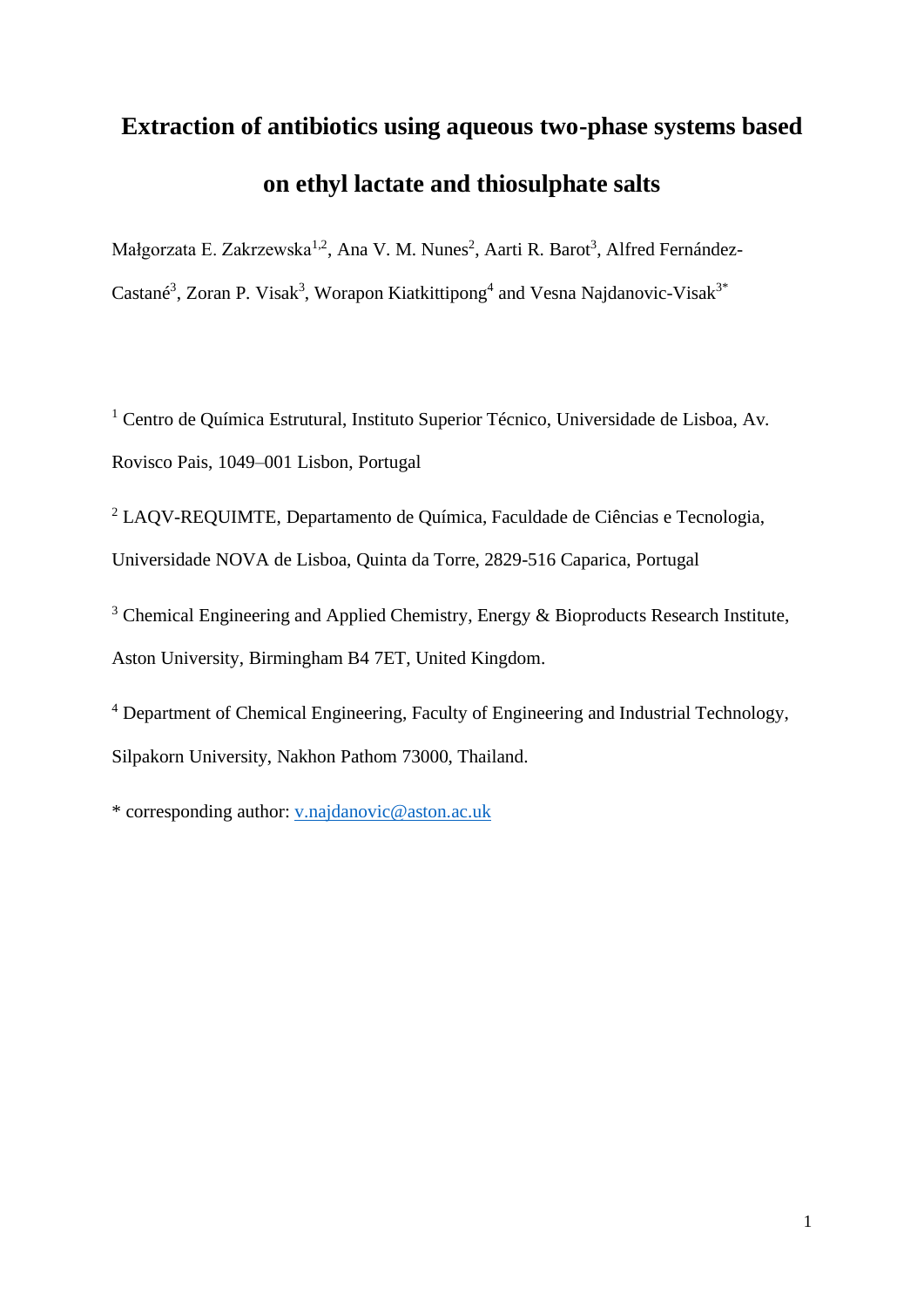# Extraction of antibiotics using aqueous two-phase systems based on ethyl lactate and thiosulphate salts

Małgorzata E. Zakrzewska[1,2], Ana V. M. Nunes[2], Aarti R. Barot[3], Alfred Fernández-Castané[3], Zoran P. Visak[3], Worapon Kiatkittipong[4] and Vesna Najdanovic-Visak[3*]

[1] Centro de Química Estrutural, Instituto Superior Técnico, Universidade de Lisboa, Av. Rovisco Pais, 1049–001 Lisbon, Portugal

[2] LAQV-REQUIMTE, Departamento de Química, Faculdade de Ciências e Tecnologia, Universidade NOVA de Lisboa, Quinta da Torre, 2829-516 Caparica, Portugal

[3] Chemical Engineering and Applied Chemistry, Energy & Bioproducts Research Institute, Aston University, Birmingham B4 7ET, United Kingdom.

[4] Department of Chemical Engineering, Faculty of Engineering and Industrial Technology, Silpakorn University, Nakhon Pathom 73000, Thailand.

* corresponding author: v.najdanovic@aston.ac.uk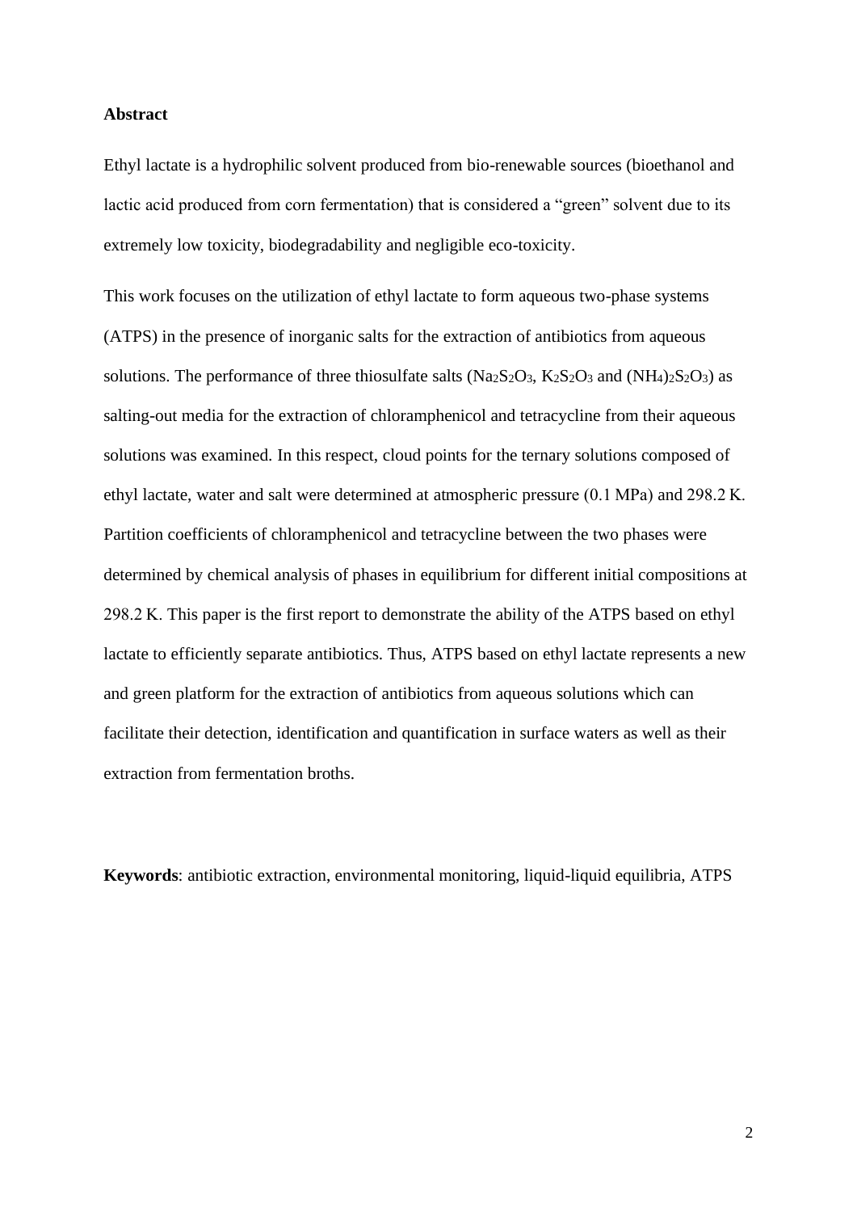## Abstract

Ethyl lactate is a hydrophilic solvent produced from bio-renewable sources (bioethanol and lactic acid produced from corn fermentation) that is considered a "green" solvent due to its extremely low toxicity, biodegradability and negligible eco-toxicity.

This work focuses on the utilization of ethyl lactate to form aqueous two-phase systems (ATPS) in the presence of inorganic salts for the extraction of antibiotics from aqueous solutions. The performance of three thiosulfate salts ($Na_2S_2O_3$, $K_2S_2O_3$ and $(NH_4)_2S_2O_3$) as salting-out media for the extraction of chloramphenicol and tetracycline from their aqueous solutions was examined. In this respect, cloud points for the ternary solutions composed of ethyl lactate, water and salt were determined at atmospheric pressure (0.1 MPa) and 298.2 K. Partition coefficients of chloramphenicol and tetracycline between the two phases were determined by chemical analysis of phases in equilibrium for different initial compositions at 298.2 K. This paper is the first report to demonstrate the ability of the ATPS based on ethyl lactate to efficiently separate antibiotics. Thus, ATPS based on ethyl lactate represents a new and green platform for the extraction of antibiotics from aqueous solutions which can facilitate their detection, identification and quantification in surface waters as well as their extraction from fermentation broths.

**Keywords**: antibiotic extraction, environmental monitoring, liquid-liquid equilibria, ATPS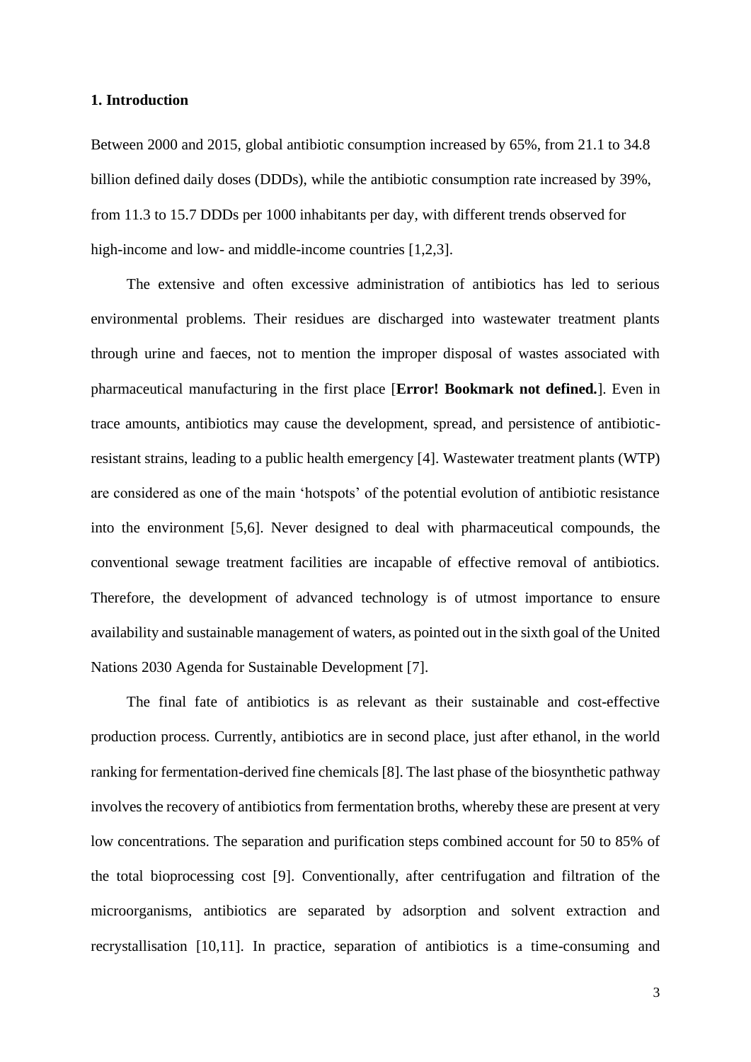## 1. Introduction

Between 2000 and 2015, global antibiotic consumption increased by 65%, from 21.1 to 34.8 billion defined daily doses (DDDs), while the antibiotic consumption rate increased by 39%, from 11.3 to 15.7 DDDs per 1000 inhabitants per day, with different trends observed for high-income and low- and middle-income countries [1,2,3].

The extensive and often excessive administration of antibiotics has led to serious environmental problems. Their residues are discharged into wastewater treatment plants through urine and faeces, not to mention the improper disposal of wastes associated with pharmaceutical manufacturing in the first place [**Error! Bookmark not defined.**]. Even in trace amounts, antibiotics may cause the development, spread, and persistence of antibiotic-resistant strains, leading to a public health emergency [4]. Wastewater treatment plants (WTP) are considered as one of the main 'hotspots' of the potential evolution of antibiotic resistance into the environment [5,6]. Never designed to deal with pharmaceutical compounds, the conventional sewage treatment facilities are incapable of effective removal of antibiotics. Therefore, the development of advanced technology is of utmost importance to ensure availability and sustainable management of waters, as pointed out in the sixth goal of the United Nations 2030 Agenda for Sustainable Development [7].

The final fate of antibiotics is as relevant as their sustainable and cost-effective production process. Currently, antibiotics are in second place, just after ethanol, in the world ranking for fermentation-derived fine chemicals [8]. The last phase of the biosynthetic pathway involves the recovery of antibiotics from fermentation broths, whereby these are present at very low concentrations. The separation and purification steps combined account for 50 to 85% of the total bioprocessing cost [9]. Conventionally, after centrifugation and filtration of the microorganisms, antibiotics are separated by adsorption and solvent extraction and recrystallisation [10,11]. In practice, separation of antibiotics is a time-consuming and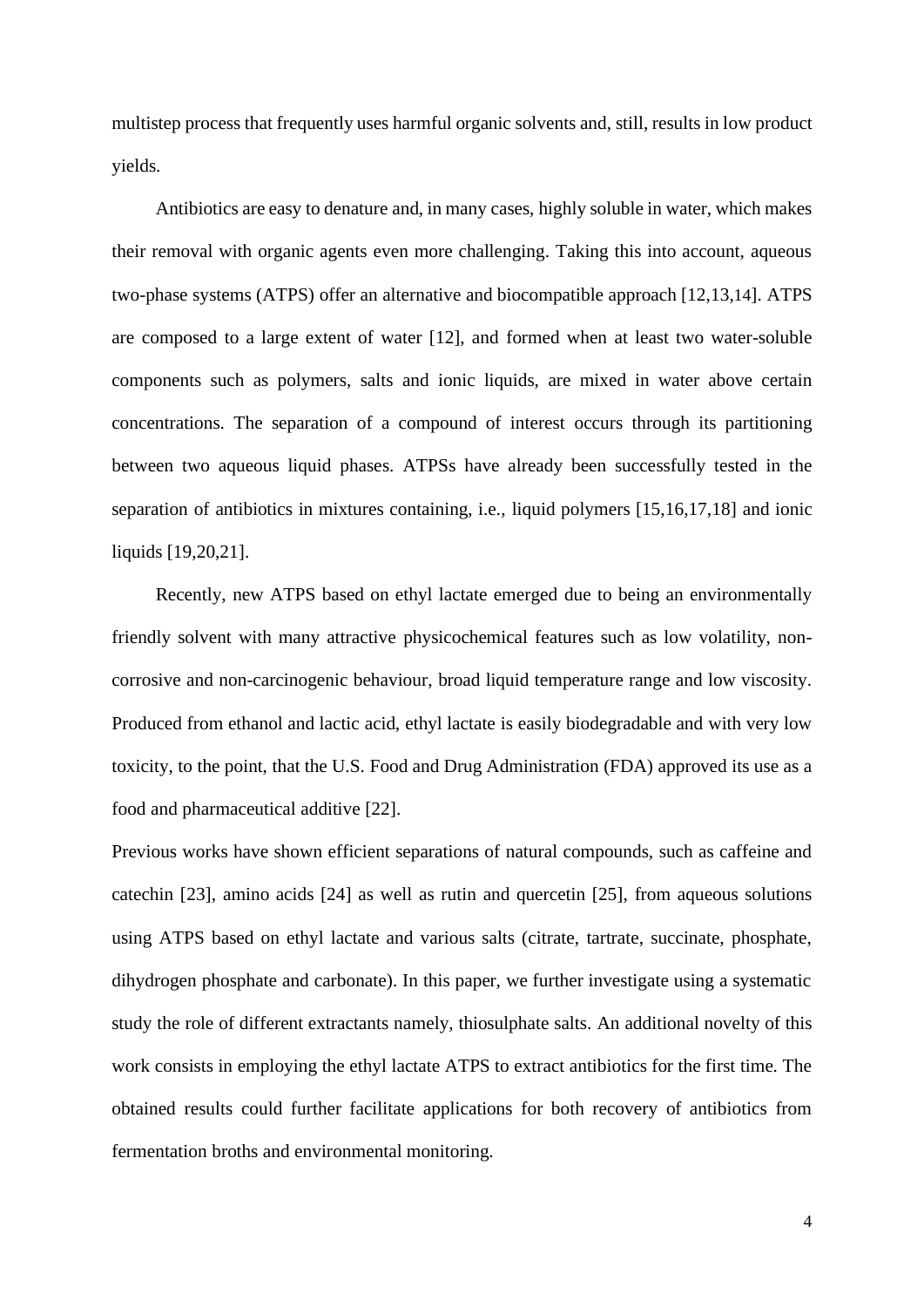multistep process that frequently uses harmful organic solvents and, still, results in low product yields.

Antibiotics are easy to denature and, in many cases, highly soluble in water, which makes their removal with organic agents even more challenging. Taking this into account, aqueous two-phase systems (ATPS) offer an alternative and biocompatible approach [12,13,14]. ATPS are composed to a large extent of water [12], and formed when at least two water-soluble components such as polymers, salts and ionic liquids, are mixed in water above certain concentrations. The separation of a compound of interest occurs through its partitioning between two aqueous liquid phases. ATPSs have already been successfully tested in the separation of antibiotics in mixtures containing, i.e., liquid polymers [15,16,17,18] and ionic liquids [19,20,21].

Recently, new ATPS based on ethyl lactate emerged due to being an environmentally friendly solvent with many attractive physicochemical features such as low volatility, non-corrosive and non-carcinogenic behaviour, broad liquid temperature range and low viscosity. Produced from ethanol and lactic acid, ethyl lactate is easily biodegradable and with very low toxicity, to the point, that the U.S. Food and Drug Administration (FDA) approved its use as a food and pharmaceutical additive [22].

Previous works have shown efficient separations of natural compounds, such as caffeine and catechin [23], amino acids [24] as well as rutin and quercetin [25], from aqueous solutions using ATPS based on ethyl lactate and various salts (citrate, tartrate, succinate, phosphate, dihydrogen phosphate and carbonate). In this paper, we further investigate using a systematic study the role of different extractants namely, thiosulphate salts. An additional novelty of this work consists in employing the ethyl lactate ATPS to extract antibiotics for the first time. The obtained results could further facilitate applications for both recovery of antibiotics from fermentation broths and environmental monitoring.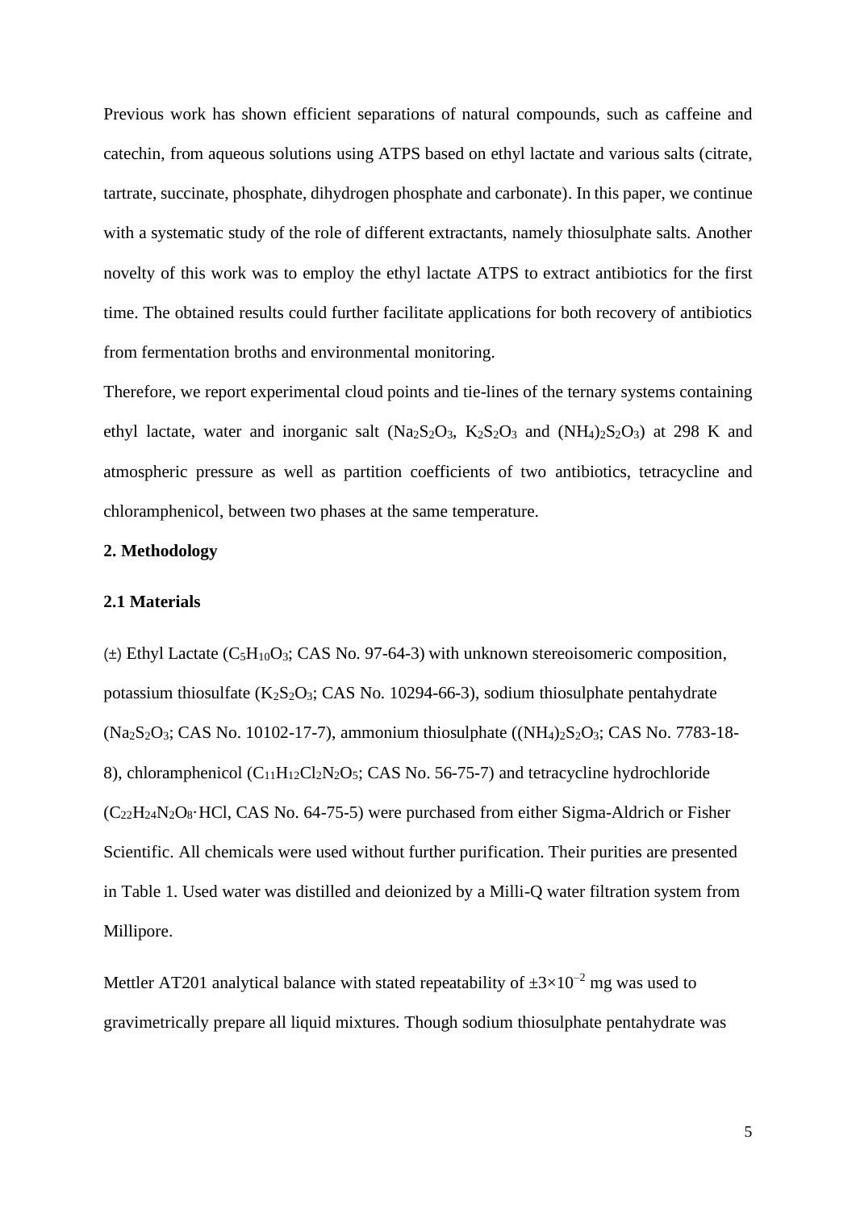Previous work has shown efficient separations of natural compounds, such as caffeine and catechin, from aqueous solutions using ATPS based on ethyl lactate and various salts (citrate, tartrate, succinate, phosphate, dihydrogen phosphate and carbonate). In this paper, we continue with a systematic study of the role of different extractants, namely thiosulphate salts. Another novelty of this work was to employ the ethyl lactate ATPS to extract antibiotics for the first time. The obtained results could further facilitate applications for both recovery of antibiotics from fermentation broths and environmental monitoring.

Therefore, we report experimental cloud points and tie-lines of the ternary systems containing ethyl lactate, water and inorganic salt ($Na_2S_2O_3$, $K_2S_2O_3$ and $(NH_4)_2S_2O_3$) at 298 K and atmospheric pressure as well as partition coefficients of two antibiotics, tetracycline and chloramphenicol, between two phases at the same temperature.

## 2. Methodology

### 2.1 Materials

(±) Ethyl Lactate ($C_5H_{10}O_3$; CAS No. 97-64-3) with unknown stereoisomeric composition, potassium thiosulfate ($K_2S_2O_3$; CAS No. 10294-66-3), sodium thiosulphate pentahydrate ($Na_2S_2O_3$; CAS No. 10102-17-7), ammonium thiosulphate ($(NH_4)_2S_2O_3$; CAS No. 7783-18-8), chloramphenicol ($C_{11}H_{12}Cl_2N_2O_5$; CAS No. 56-75-7) and tetracycline hydrochloride ($C_{22}H_{24}N_2O_8 \cdot HCl$, CAS No. 64-75-5) were purchased from either Sigma-Aldrich or Fisher Scientific. All chemicals were used without further purification. Their purities are presented in Table 1. Used water was distilled and deionized by a Milli-Q water filtration system from Millipore.

Mettler AT201 analytical balance with stated repeatability of $\pm 3\times10^{-2}$ mg was used to gravimetrically prepare all liquid mixtures. Though sodium thiosulphate pentahydrate was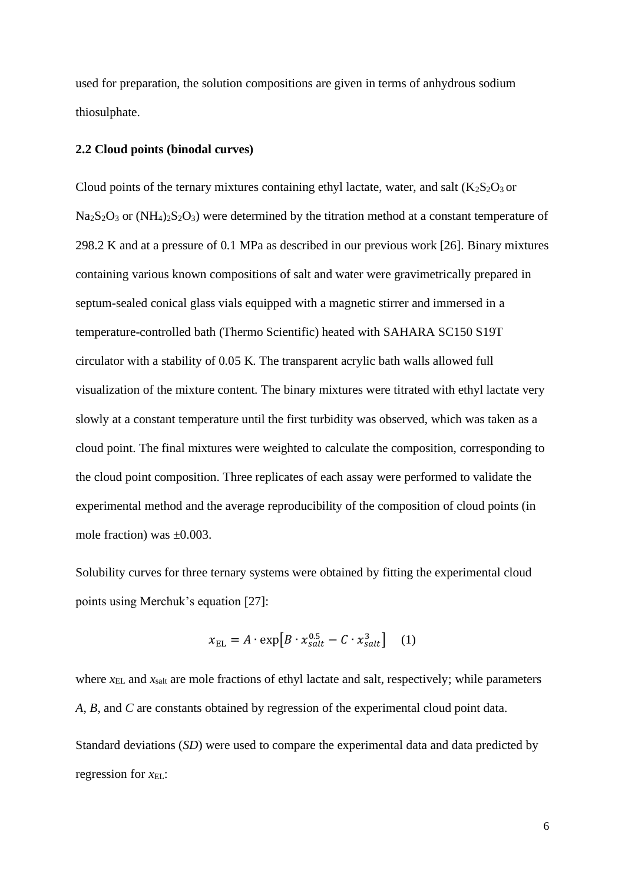used for preparation, the solution compositions are given in terms of anhydrous sodium thiosulphate.

### 2.2 Cloud points (binodal curves)

Cloud points of the ternary mixtures containing ethyl lactate, water, and salt ($K_2S_2O_3$ or $Na_2S_2O_3$ or $(NH_4)_2S_2O_3$) were determined by the titration method at a constant temperature of 298.2 K and at a pressure of 0.1 MPa as described in our previous work [26]. Binary mixtures containing various known compositions of salt and water were gravimetrically prepared in septum-sealed conical glass vials equipped with a magnetic stirrer and immersed in a temperature-controlled bath (Thermo Scientific) heated with SAHARA SC150 S19T circulator with a stability of 0.05 K. The transparent acrylic bath walls allowed full visualization of the mixture content. The binary mixtures were titrated with ethyl lactate very slowly at a constant temperature until the first turbidity was observed, which was taken as a cloud point. The final mixtures were weighted to calculate the composition, corresponding to the cloud point composition. Three replicates of each assay were performed to validate the experimental method and the average reproducibility of the composition of cloud points (in mole fraction) was ±0.003.

Solubility curves for three ternary systems were obtained by fitting the experimental cloud points using Merchuk's equation [27]:

$$x_{\mathrm{EL}} = A \cdot \exp\left[B \cdot x_{salt}^{0.5} - C \cdot x_{salt}^{3}\right] \quad (1)$$

where $x_{\mathrm{EL}}$ and $x_{\mathrm{salt}}$ are mole fractions of ethyl lactate and salt, respectively; while parameters *A*, *B*, and *C* are constants obtained by regression of the experimental cloud point data.

Standard deviations (*SD*) were used to compare the experimental data and data predicted by regression for $x_{\mathrm{EL}}$: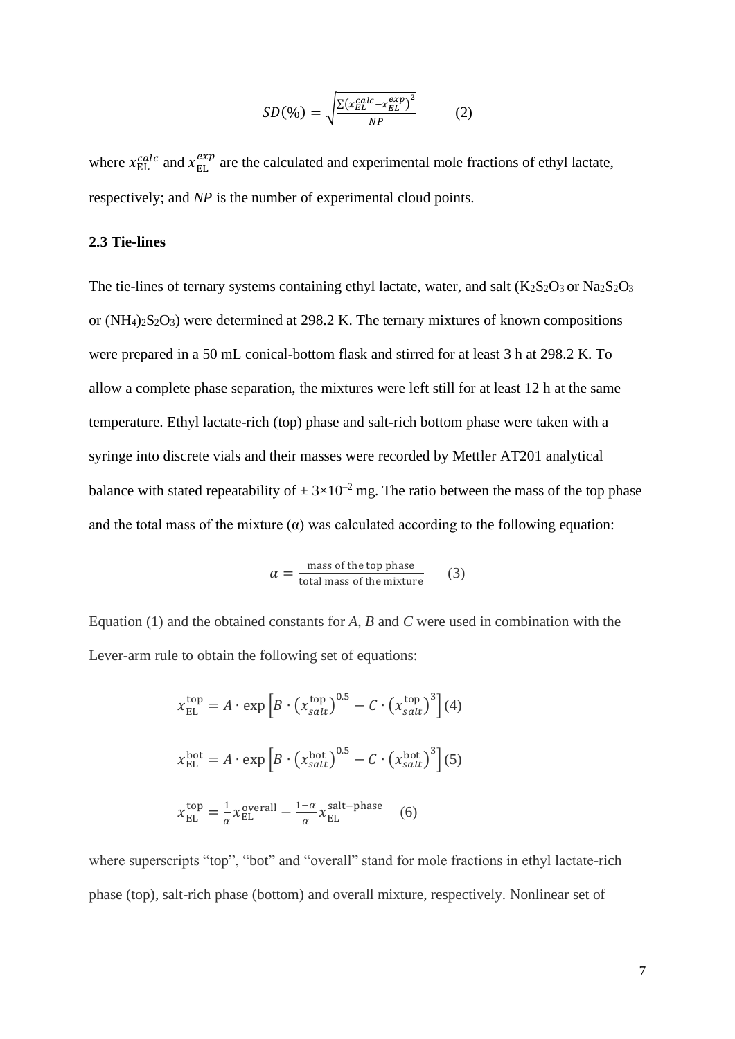$$SD(\%) = \sqrt{\frac{\sum\left(x_{EL}^{calc} - x_{EL}^{exp}\right)^2}{NP}} \qquad (2)$$

where $x_{\mathrm{EL}}^{calc}$ and $x_{\mathrm{EL}}^{exp}$ are the calculated and experimental mole fractions of ethyl lactate, respectively; and *NP* is the number of experimental cloud points.

### 2.3 Tie-lines

The tie-lines of ternary systems containing ethyl lactate, water, and salt ($K_2S_2O_3$ or $Na_2S_2O_3$ or $(NH_4)_2S_2O_3$) were determined at 298.2 K. The ternary mixtures of known compositions were prepared in a 50 mL conical-bottom flask and stirred for at least 3 h at 298.2 K. To allow a complete phase separation, the mixtures were left still for at least 12 h at the same temperature. Ethyl lactate-rich (top) phase and salt-rich bottom phase were taken with a syringe into discrete vials and their masses were recorded by Mettler AT201 analytical balance with stated repeatability of $\pm 3\times10^{-2}$ mg. The ratio between the mass of the top phase and the total mass of the mixture ($\alpha$) was calculated according to the following equation:

$$\alpha = \frac{\text{mass of the top phase}}{\text{total mass of the mixture}} \qquad (3)$$

Equation (1) and the obtained constants for *A*, *B* and *C* were used in combination with the Lever-arm rule to obtain the following set of equations:

$$x_{\mathrm{EL}}^{\mathrm{top}} = A \cdot \exp\left[B \cdot \left(x_{salt}^{\mathrm{top}}\right)^{0.5} - C \cdot \left(x_{salt}^{\mathrm{top}}\right)^{3}\right] (4)$$

$$x_{\mathrm{EL}}^{\mathrm{bot}} = A \cdot \exp\left[B \cdot \left(x_{salt}^{\mathrm{bot}}\right)^{0.5} - C \cdot \left(x_{salt}^{\mathrm{bot}}\right)^{3}\right] (5)$$

$$x_{\mathrm{EL}}^{\mathrm{top}} = \frac{1}{\alpha} x_{\mathrm{EL}}^{\mathrm{overall}} - \frac{1-\alpha}{\alpha} x_{\mathrm{EL}}^{\mathrm{salt-phase}} \qquad (6)$$

where superscripts "top", "bot" and "overall" stand for mole fractions in ethyl lactate-rich phase (top), salt-rich phase (bottom) and overall mixture, respectively. Nonlinear set of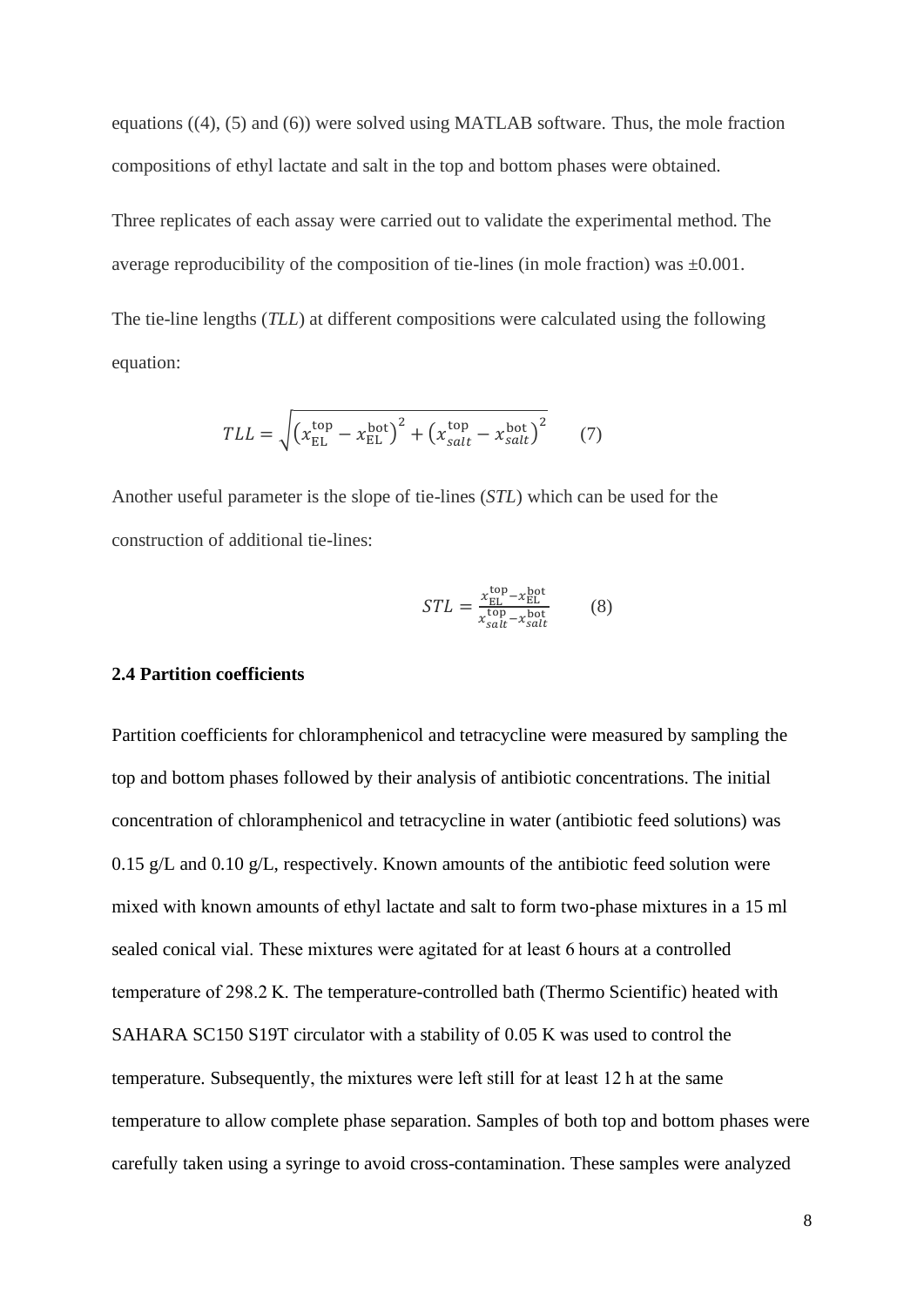equations ((4), (5) and (6)) were solved using MATLAB software. Thus, the mole fraction compositions of ethyl lactate and salt in the top and bottom phases were obtained.

Three replicates of each assay were carried out to validate the experimental method. The average reproducibility of the composition of tie-lines (in mole fraction) was ±0.001.

The tie-line lengths (*TLL*) at different compositions were calculated using the following equation:

$$TLL = \sqrt{\left(x_{\mathrm{EL}}^{\mathrm{top}} - x_{\mathrm{EL}}^{\mathrm{bot}}\right)^2 + \left(x_{salt}^{\mathrm{top}} - x_{salt}^{\mathrm{bot}}\right)^2} \qquad (7)$$

Another useful parameter is the slope of tie-lines (*STL*) which can be used for the construction of additional tie-lines:

$$STL = \frac{x_{\mathrm{EL}}^{\mathrm{top}} - x_{\mathrm{EL}}^{\mathrm{bot}}}{x_{salt}^{\mathrm{top}} - x_{salt}^{\mathrm{bot}}} \qquad (8)$$

### 2.4 Partition coefficients

Partition coefficients for chloramphenicol and tetracycline were measured by sampling the top and bottom phases followed by their analysis of antibiotic concentrations. The initial concentration of chloramphenicol and tetracycline in water (antibiotic feed solutions) was 0.15 g/L and 0.10 g/L, respectively. Known amounts of the antibiotic feed solution were mixed with known amounts of ethyl lactate and salt to form two-phase mixtures in a 15 ml sealed conical vial. These mixtures were agitated for at least 6 hours at a controlled temperature of 298.2 K. The temperature-controlled bath (Thermo Scientific) heated with SAHARA SC150 S19T circulator with a stability of 0.05 K was used to control the temperature. Subsequently, the mixtures were left still for at least 12 h at the same temperature to allow complete phase separation. Samples of both top and bottom phases were carefully taken using a syringe to avoid cross-contamination. These samples were analyzed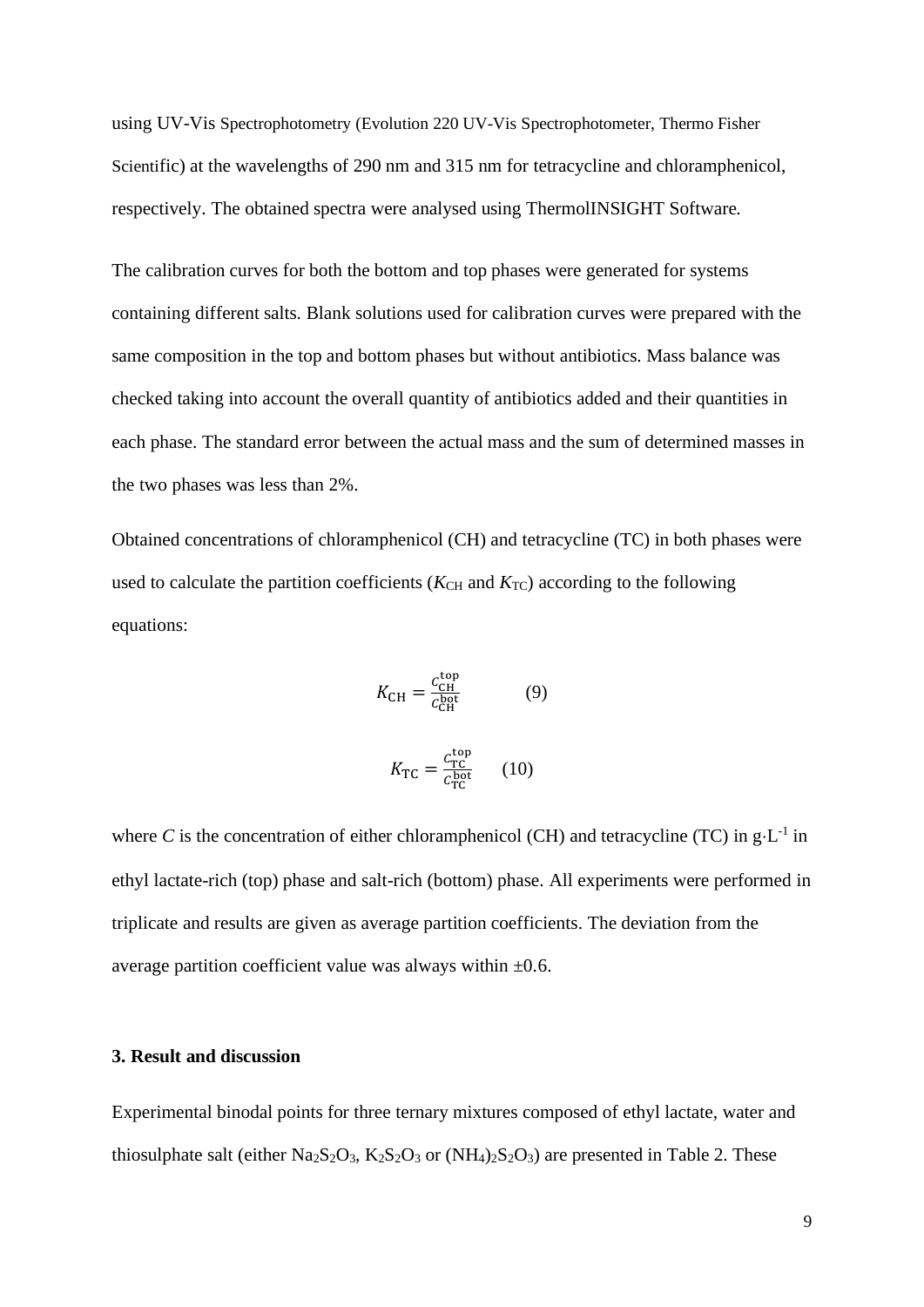using UV-Vis Spectrophotometry (Evolution 220 UV-Vis Spectrophotometer, Thermo Fisher Scientific) at the wavelengths of 290 nm and 315 nm for tetracycline and chloramphenicol, respectively. The obtained spectra were analysed using ThermolINSIGHT Software.

The calibration curves for both the bottom and top phases were generated for systems containing different salts. Blank solutions used for calibration curves were prepared with the same composition in the top and bottom phases but without antibiotics. Mass balance was checked taking into account the overall quantity of antibiotics added and their quantities in each phase. The standard error between the actual mass and the sum of determined masses in the two phases was less than 2%.

Obtained concentrations of chloramphenicol (CH) and tetracycline (TC) in both phases were used to calculate the partition coefficients ($K_{\mathrm{CH}}$ and $K_{\mathrm{TC}}$) according to the following equations:

$$K_{\mathrm{CH}} = \frac{C_{\mathrm{CH}}^{\mathrm{top}}}{C_{\mathrm{CH}}^{\mathrm{bot}}} \qquad (9)$$

$$K_{\mathrm{TC}} = \frac{C_{\mathrm{TC}}^{\mathrm{top}}}{C_{\mathrm{TC}}^{\mathrm{bot}}} \qquad (10)$$

where $C$ is the concentration of either chloramphenicol (CH) and tetracycline (TC) in $\mathrm{g \cdot L^{-1}}$ in ethyl lactate-rich (top) phase and salt-rich (bottom) phase. All experiments were performed in triplicate and results are given as average partition coefficients. The deviation from the average partition coefficient value was always within ±0.6.

## 3. Result and discussion

Experimental binodal points for three ternary mixtures composed of ethyl lactate, water and thiosulphate salt (either $Na_2S_2O_3$, $K_2S_2O_3$ or $(NH_4)_2S_2O_3$) are presented in Table 2. These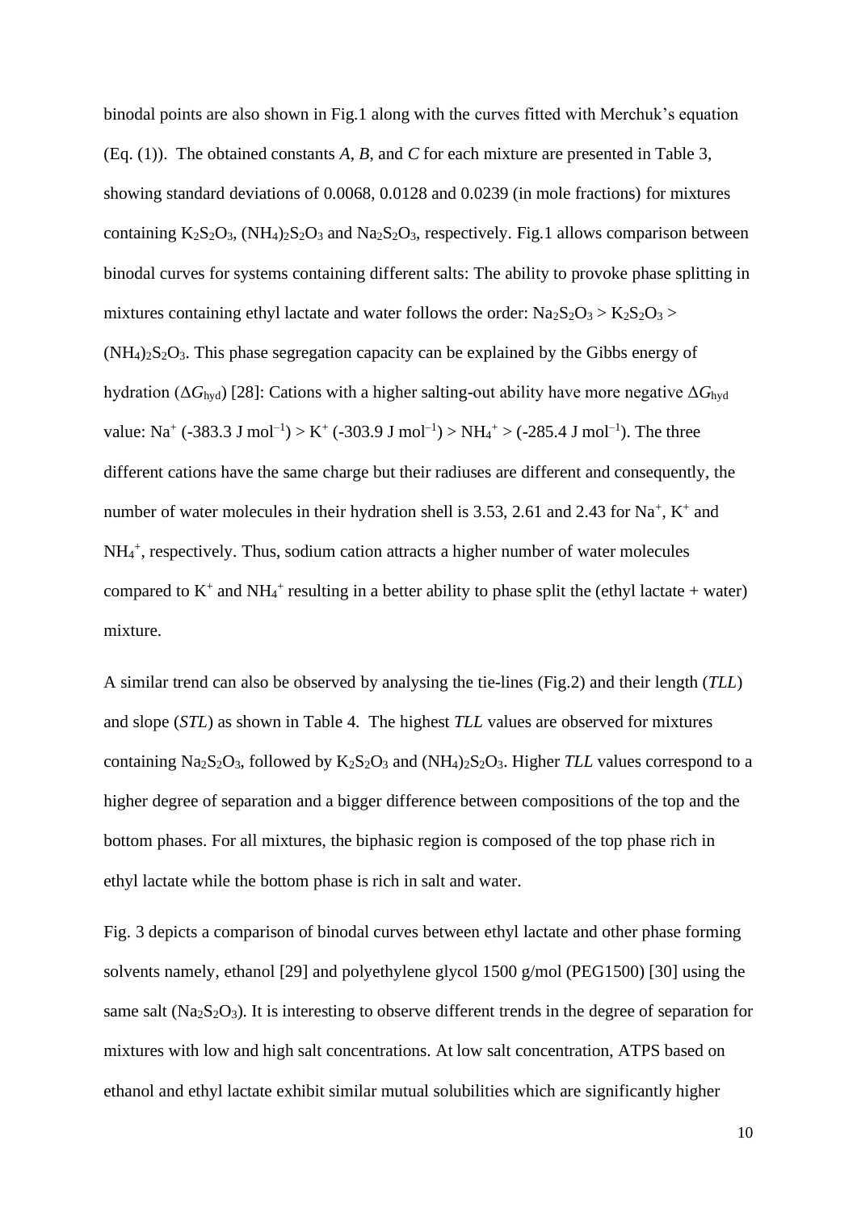binodal points are also shown in Fig.1 along with the curves fitted with Merchuk's equation (Eq. (1)). The obtained constants *A*, *B*, and *C* for each mixture are presented in Table 3, showing standard deviations of 0.0068, 0.0128 and 0.0239 (in mole fractions) for mixtures containing $K_2S_2O_3$, $(NH_4)_2S_2O_3$ and $Na_2S_2O_3$, respectively. Fig.1 allows comparison between binodal curves for systems containing different salts: The ability to provoke phase splitting in mixtures containing ethyl lactate and water follows the order: $Na_2S_2O_3$ > $K_2S_2O_3$ > $(NH_4)_2S_2O_3$. This phase segregation capacity can be explained by the Gibbs energy of hydration ($\Delta G_{hyd}$) [28]: Cations with a higher salting-out ability have more negative $\Delta G_{hyd}$ value: $Na^+$ (-383.3 J mol$^{-1}$) > $K^+$ (-303.9 J mol$^{-1}$) > $NH_4^+$ > (-285.4 J mol$^{-1}$). The three different cations have the same charge but their radiuses are different and consequently, the number of water molecules in their hydration shell is 3.53, 2.61 and 2.43 for $Na^+$, $K^+$ and $NH_4^+$, respectively. Thus, sodium cation attracts a higher number of water molecules compared to $K^+$ and $NH_4^+$ resulting in a better ability to phase split the (ethyl lactate + water) mixture.

A similar trend can also be observed by analysing the tie-lines (Fig.2) and their length (*TLL*) and slope (*STL*) as shown in Table 4. The highest *TLL* values are observed for mixtures containing $Na_2S_2O_3$, followed by $K_2S_2O_3$ and $(NH_4)_2S_2O_3$. Higher *TLL* values correspond to a higher degree of separation and a bigger difference between compositions of the top and the bottom phases. For all mixtures, the biphasic region is composed of the top phase rich in ethyl lactate while the bottom phase is rich in salt and water.

Fig. 3 depicts a comparison of binodal curves between ethyl lactate and other phase forming solvents namely, ethanol [29] and polyethylene glycol 1500 g/mol (PEG1500) [30] using the same salt ($Na_2S_2O_3$). It is interesting to observe different trends in the degree of separation for mixtures with low and high salt concentrations. At low salt concentration, ATPS based on ethanol and ethyl lactate exhibit similar mutual solubilities which are significantly higher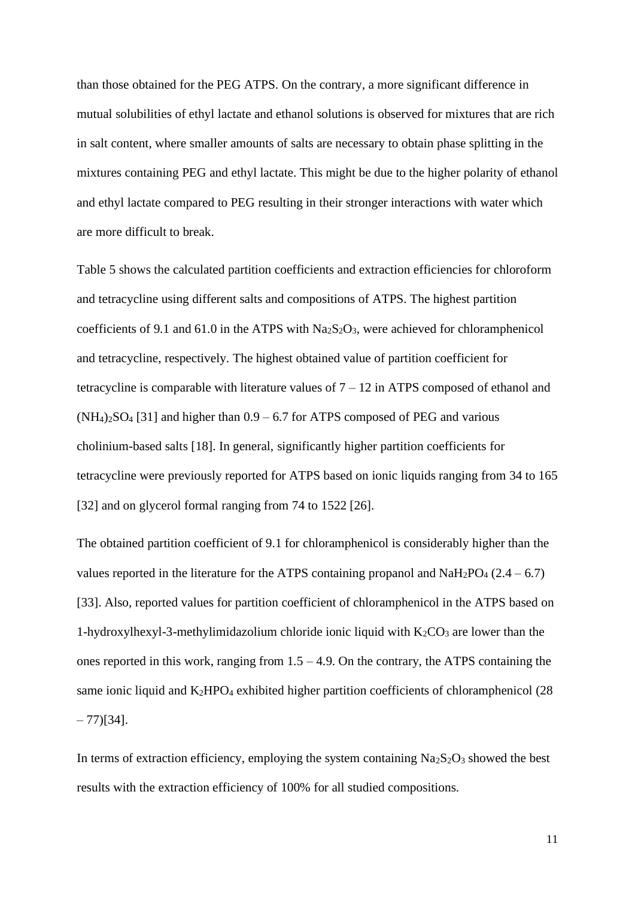than those obtained for the PEG ATPS. On the contrary, a more significant difference in mutual solubilities of ethyl lactate and ethanol solutions is observed for mixtures that are rich in salt content, where smaller amounts of salts are necessary to obtain phase splitting in the mixtures containing PEG and ethyl lactate. This might be due to the higher polarity of ethanol and ethyl lactate compared to PEG resulting in their stronger interactions with water which are more difficult to break.

Table 5 shows the calculated partition coefficients and extraction efficiencies for chloroform and tetracycline using different salts and compositions of ATPS. The highest partition coefficients of 9.1 and 61.0 in the ATPS with $Na_2S_2O_3$, were achieved for chloramphenicol and tetracycline, respectively. The highest obtained value of partition coefficient for tetracycline is comparable with literature values of 7 – 12 in ATPS composed of ethanol and $(NH_4)_2SO_4$ [31] and higher than 0.9 – 6.7 for ATPS composed of PEG and various cholinium-based salts [18]. In general, significantly higher partition coefficients for tetracycline were previously reported for ATPS based on ionic liquids ranging from 34 to 165 [32] and on glycerol formal ranging from 74 to 1522 [26].

The obtained partition coefficient of 9.1 for chloramphenicol is considerably higher than the values reported in the literature for the ATPS containing propanol and $NaH_2PO_4$ (2.4 – 6.7) [33]. Also, reported values for partition coefficient of chloramphenicol in the ATPS based on 1-hydroxylhexyl-3-methylimidazolium chloride ionic liquid with $K_2CO_3$ are lower than the ones reported in this work, ranging from 1.5 – 4.9. On the contrary, the ATPS containing the same ionic liquid and $K_2HPO_4$ exhibited higher partition coefficients of chloramphenicol (28 – 77)[34].

In terms of extraction efficiency, employing the system containing $Na_2S_2O_3$ showed the best results with the extraction efficiency of 100% for all studied compositions.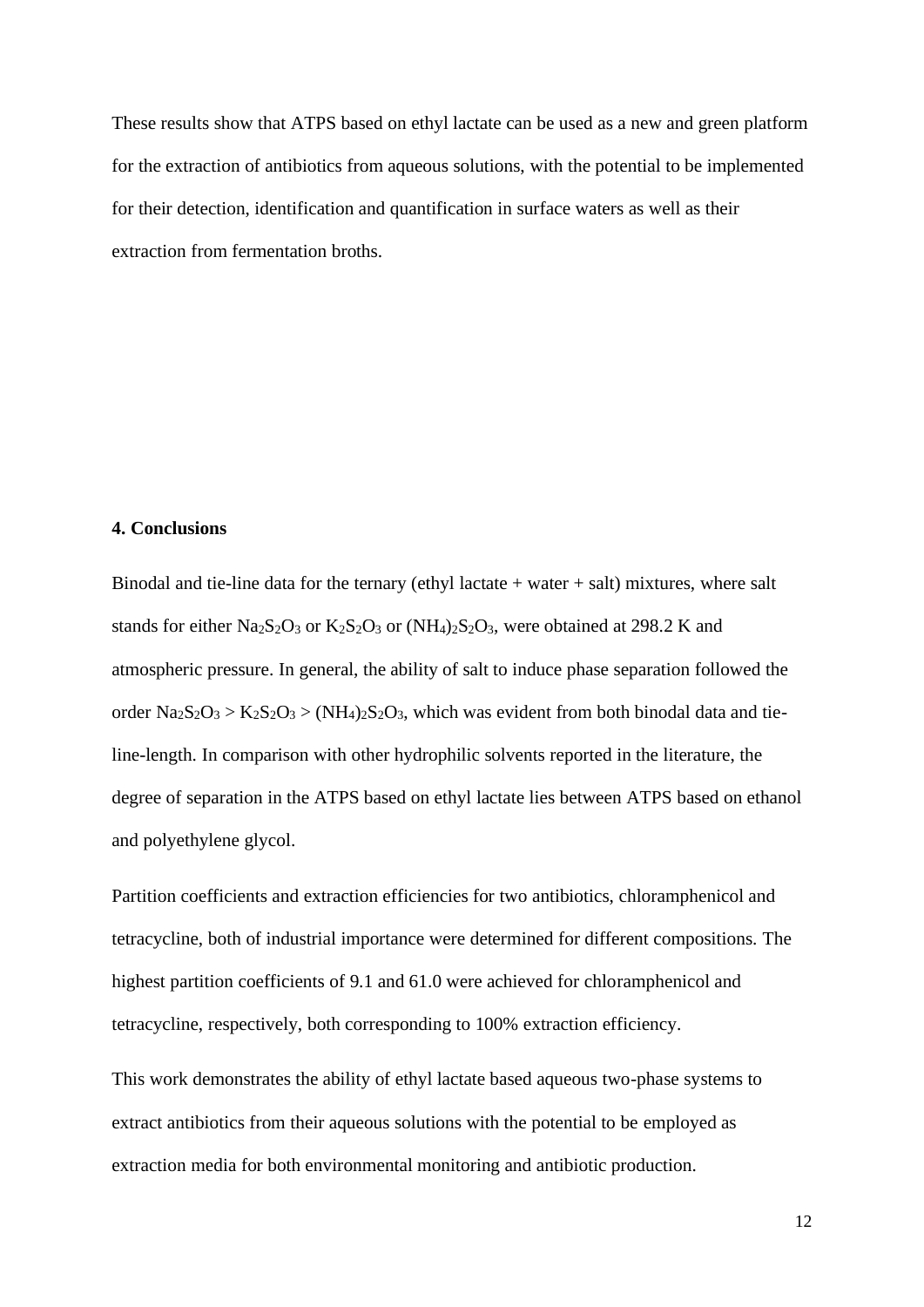These results show that ATPS based on ethyl lactate can be used as a new and green platform for the extraction of antibiotics from aqueous solutions, with the potential to be implemented for their detection, identification and quantification in surface waters as well as their extraction from fermentation broths.

## 4. Conclusions

Binodal and tie-line data for the ternary (ethyl lactate + water + salt) mixtures, where salt stands for either $Na_2S_2O_3$ or $K_2S_2O_3$ or $(NH_4)_2S_2O_3$, were obtained at 298.2 K and atmospheric pressure. In general, the ability of salt to induce phase separation followed the order $Na_2S_2O_3 > K_2S_2O_3 > (NH_4)_2S_2O_3$, which was evident from both binodal data and tie-line-length. In comparison with other hydrophilic solvents reported in the literature, the degree of separation in the ATPS based on ethyl lactate lies between ATPS based on ethanol and polyethylene glycol.

Partition coefficients and extraction efficiencies for two antibiotics, chloramphenicol and tetracycline, both of industrial importance were determined for different compositions. The highest partition coefficients of 9.1 and 61.0 were achieved for chloramphenicol and tetracycline, respectively, both corresponding to 100% extraction efficiency.

This work demonstrates the ability of ethyl lactate based aqueous two-phase systems to extract antibiotics from their aqueous solutions with the potential to be employed as extraction media for both environmental monitoring and antibiotic production.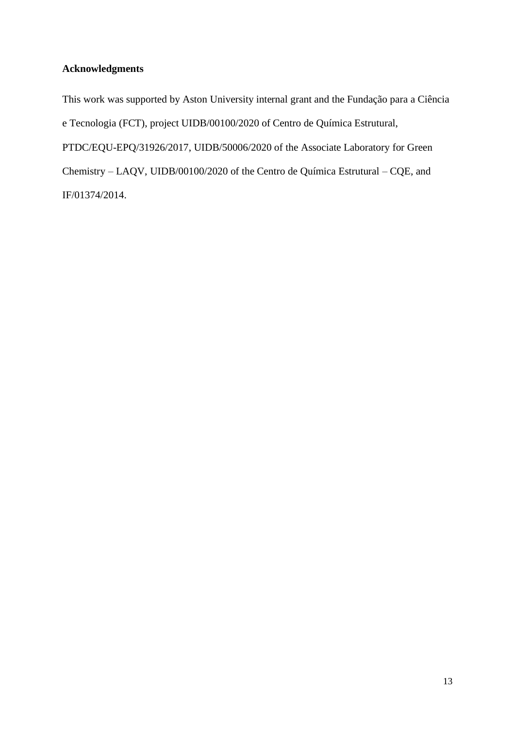**Acknowledgments**

This work was supported by Aston University internal grant and the Fundação para a Ciência e Tecnologia (FCT), project UIDB/00100/2020 of Centro de Química Estrutural, PTDC/EQU-EPQ/31926/2017, UIDB/50006/2020 of the Associate Laboratory for Green Chemistry – LAQV, UIDB/00100/2020 of the Centro de Química Estrutural – CQE, and IF/01374/2014.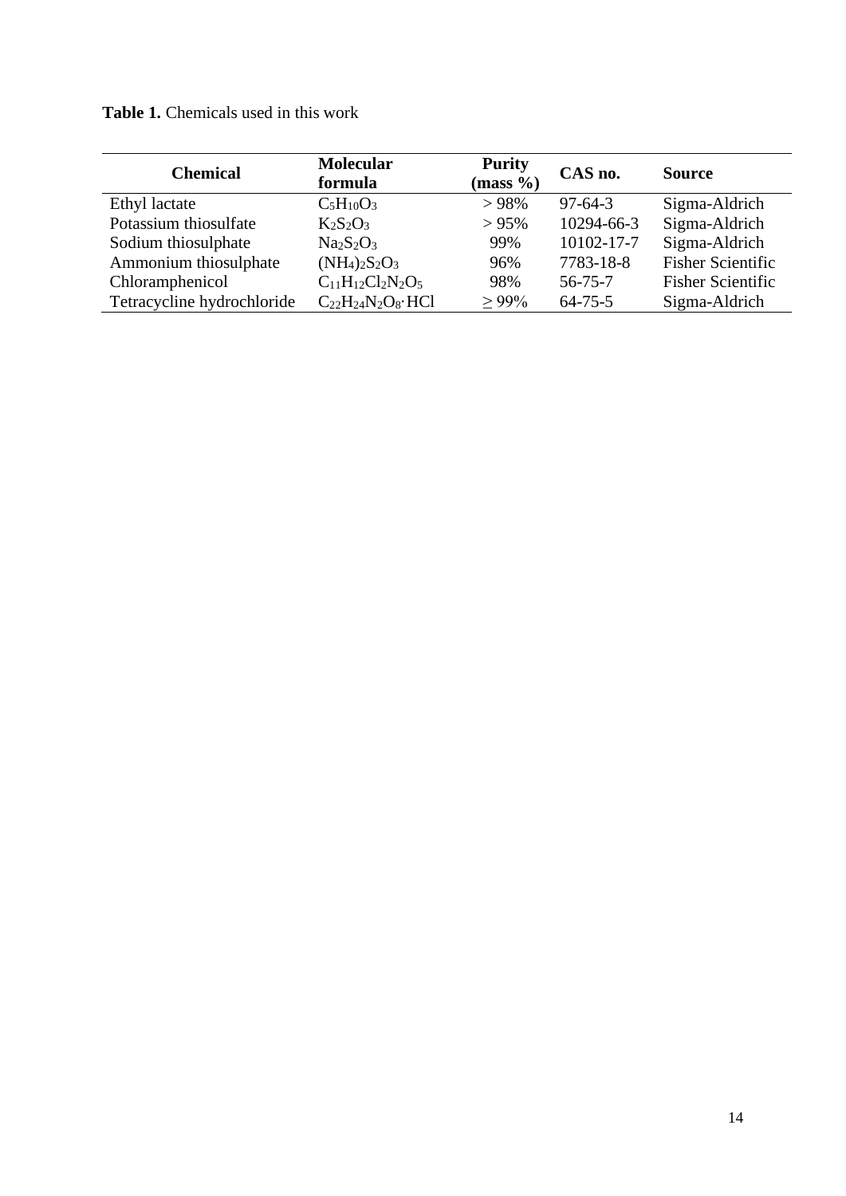**Table 1.** Chemicals used in this work

| Chemical | Molecular formula | Purity (mass %) | CAS no. | Source |
|---|---|---|---|---|
| Ethyl lactate | $C_5H_{10}O_3$ | > 98% | 97-64-3 | Sigma-Aldrich |
| Potassium thiosulfate | $K_2S_2O_3$ | > 95% | 10294-66-3 | Sigma-Aldrich |
| Sodium thiosulphate | $Na_2S_2O_3$ | 99% | 10102-17-7 | Sigma-Aldrich |
| Ammonium thiosulphate | $(NH_4)_2S_2O_3$ | 96% | 7783-18-8 | Fisher Scientific |
| Chloramphenicol | $C_{11}H_{12}Cl_2N_2O_5$ | 98% | 56-75-7 | Fisher Scientific |
| Tetracycline hydrochloride | $C_{22}H_{24}N_2O_8 \cdot HCl$ | ≥ 99% | 64-75-5 | Sigma-Aldrich |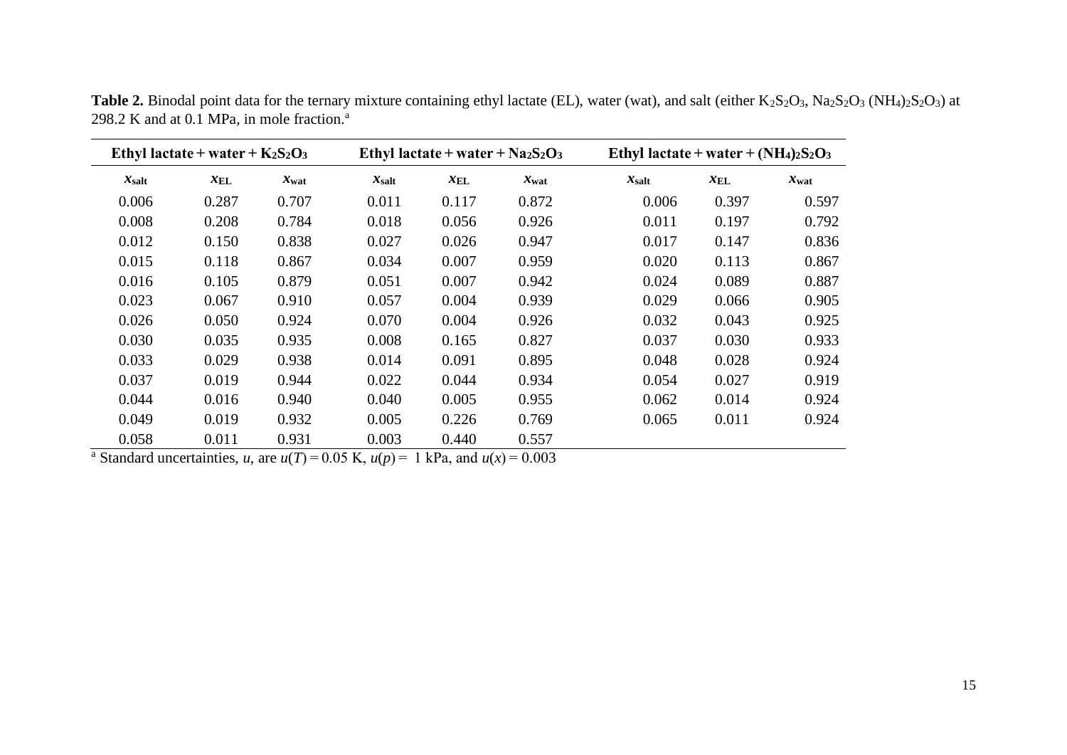**Table 2.** Binodal point data for the ternary mixture containing ethyl lactate (EL), water (wat), and salt (either $K_2S_2O_3$, $Na_2S_2O_3$ $(NH_4)_2S_2O_3$) at 298.2 K and at 0.1 MPa, in mole fraction.[a]

| Ethyl lactate + water + $K_2S_2O_3$ | | | Ethyl lactate + water + $Na_2S_2O_3$ | | | Ethyl lactate + water + $(NH_4)_2S_2O_3$ | | |
|---|---|---|---|---|---|---|---|---|
| $x_{salt}$ | $x_{EL}$ | $x_{wat}$ | $x_{salt}$ | $x_{EL}$ | $x_{wat}$ | $x_{salt}$ | $x_{EL}$ | $x_{wat}$ |
| 0.006 | 0.287 | 0.707 | 0.011 | 0.117 | 0.872 | 0.006 | 0.397 | 0.597 |
| 0.008 | 0.208 | 0.784 | 0.018 | 0.056 | 0.926 | 0.011 | 0.197 | 0.792 |
| 0.012 | 0.150 | 0.838 | 0.027 | 0.026 | 0.947 | 0.017 | 0.147 | 0.836 |
| 0.015 | 0.118 | 0.867 | 0.034 | 0.007 | 0.959 | 0.020 | 0.113 | 0.867 |
| 0.016 | 0.105 | 0.879 | 0.051 | 0.007 | 0.942 | 0.024 | 0.089 | 0.887 |
| 0.023 | 0.067 | 0.910 | 0.057 | 0.004 | 0.939 | 0.029 | 0.066 | 0.905 |
| 0.026 | 0.050 | 0.924 | 0.070 | 0.004 | 0.926 | 0.032 | 0.043 | 0.925 |
| 0.030 | 0.035 | 0.935 | 0.008 | 0.165 | 0.827 | 0.037 | 0.030 | 0.933 |
| 0.033 | 0.029 | 0.938 | 0.014 | 0.091 | 0.895 | 0.048 | 0.028 | 0.924 |
| 0.037 | 0.019 | 0.944 | 0.022 | 0.044 | 0.934 | 0.054 | 0.027 | 0.919 |
| 0.044 | 0.016 | 0.940 | 0.040 | 0.005 | 0.955 | 0.062 | 0.014 | 0.924 |
| 0.049 | 0.019 | 0.932 | 0.005 | 0.226 | 0.769 | 0.065 | 0.011 | 0.924 |
| 0.058 | 0.011 | 0.931 | 0.003 | 0.440 | 0.557 | | | |

[a] Standard uncertainties, $u$, are $u(T) = 0.05$ K, $u(p) = 1$ kPa, and $u(x) = 0.003$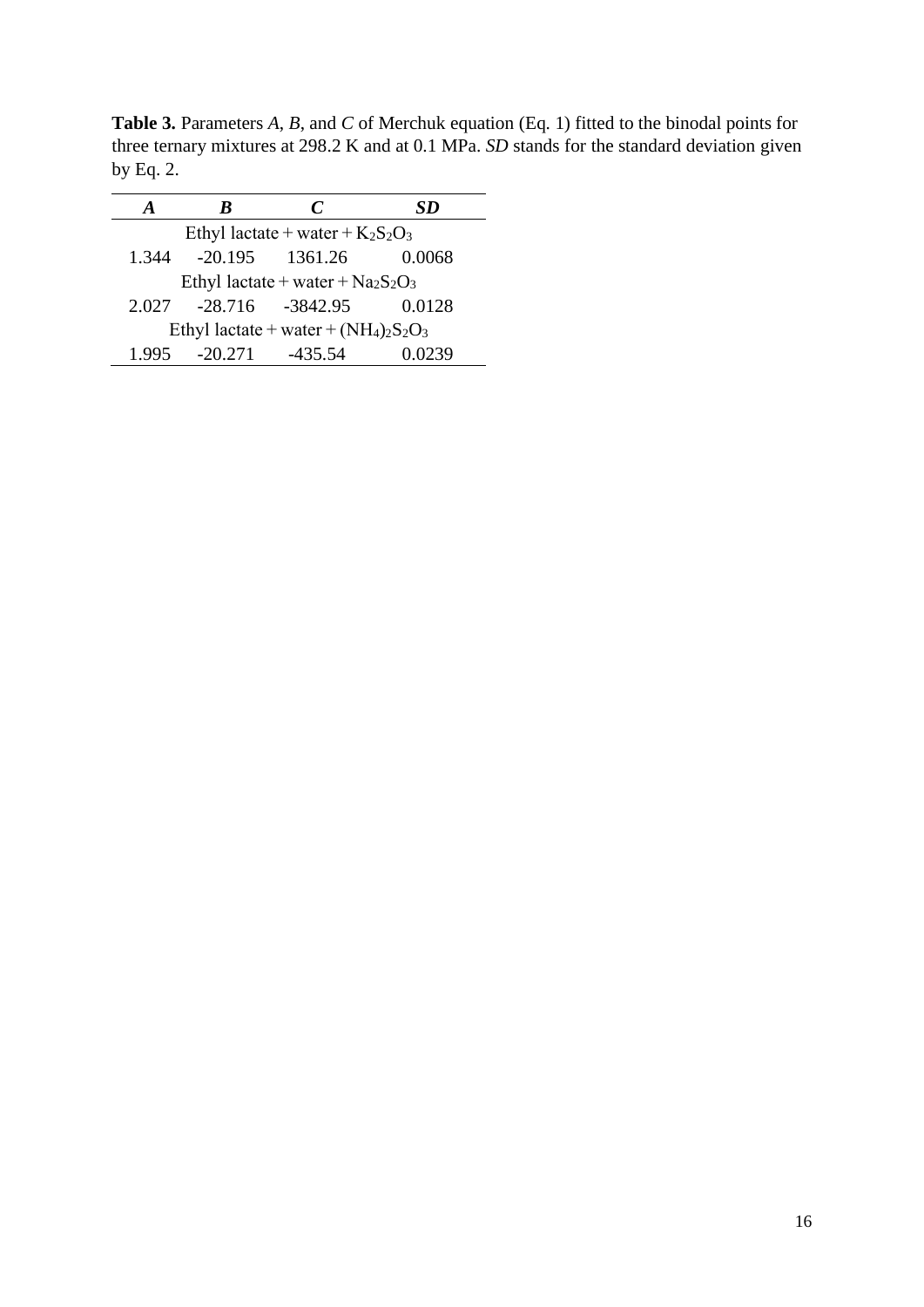**Table 3.** Parameters *A*, *B*, and *C* of Merchuk equation (Eq. 1) fitted to the binodal points for three ternary mixtures at 298.2 K and at 0.1 MPa. *SD* stands for the standard deviation given by Eq. 2.

| ***A*** | ***B*** | ***C*** | ***SD*** |
|---|---|---|---|
| Ethyl lactate + water + $K_2S_2O_3$ | | | |
| 1.344 | -20.195 | 1361.26 | 0.0068 |
| Ethyl lactate + water + $Na_2S_2O_3$ | | | |
| 2.027 | -28.716 | -3842.95 | 0.0128 |
| Ethyl lactate + water + $(NH_4)_2S_2O_3$ | | | |
| 1.995 | -20.271 | -435.54 | 0.0239 |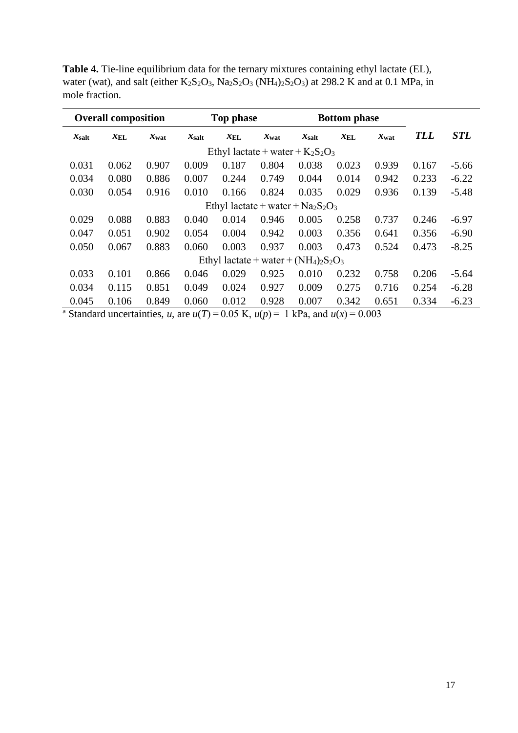**Table 4.** Tie-line equilibrium data for the ternary mixtures containing ethyl lactate (EL), water (wat), and salt (either $K_2S_2O_3$, $Na_2S_2O_3$ $(NH_4)_2S_2O_3$) at 298.2 K and at 0.1 MPa, in mole fraction.

| Overall composition | | | Top phase | | | Bottom phase | | | | |
|---|---|---|---|---|---|---|---|---|---|---|
| $x_{salt}$ | $x_{EL}$ | $x_{wat}$ | $x_{salt}$ | $x_{EL}$ | $x_{wat}$ | $x_{salt}$ | $x_{EL}$ | $x_{wat}$ | ***TLL*** | ***STL*** |
| | | | | Ethyl lactate + water + $K_2S_2O_3$ | | | | | | |
| 0.031 | 0.062 | 0.907 | 0.009 | 0.187 | 0.804 | 0.038 | 0.023 | 0.939 | 0.167 | -5.66 |
| 0.034 | 0.080 | 0.886 | 0.007 | 0.244 | 0.749 | 0.044 | 0.014 | 0.942 | 0.233 | -6.22 |
| 0.030 | 0.054 | 0.916 | 0.010 | 0.166 | 0.824 | 0.035 | 0.029 | 0.936 | 0.139 | -5.48 |
| | | | | Ethyl lactate + water + $Na_2S_2O_3$ | | | | | | |
| 0.029 | 0.088 | 0.883 | 0.040 | 0.014 | 0.946 | 0.005 | 0.258 | 0.737 | 0.246 | -6.97 |
| 0.047 | 0.051 | 0.902 | 0.054 | 0.004 | 0.942 | 0.003 | 0.356 | 0.641 | 0.356 | -6.90 |
| 0.050 | 0.067 | 0.883 | 0.060 | 0.003 | 0.937 | 0.003 | 0.473 | 0.524 | 0.473 | -8.25 |
| | | | | Ethyl lactate + water + $(NH_4)_2S_2O_3$ | | | | | | |
| 0.033 | 0.101 | 0.866 | 0.046 | 0.029 | 0.925 | 0.010 | 0.232 | 0.758 | 0.206 | -5.64 |
| 0.034 | 0.115 | 0.851 | 0.049 | 0.024 | 0.927 | 0.009 | 0.275 | 0.716 | 0.254 | -6.28 |
| 0.045 | 0.106 | 0.849 | 0.060 | 0.012 | 0.928 | 0.007 | 0.342 | 0.651 | 0.334 | -6.23 |

[a] Standard uncertainties, $u$, are $u(T) = 0.05$ K, $u(p) = 1$ kPa, and $u(x) = 0.003$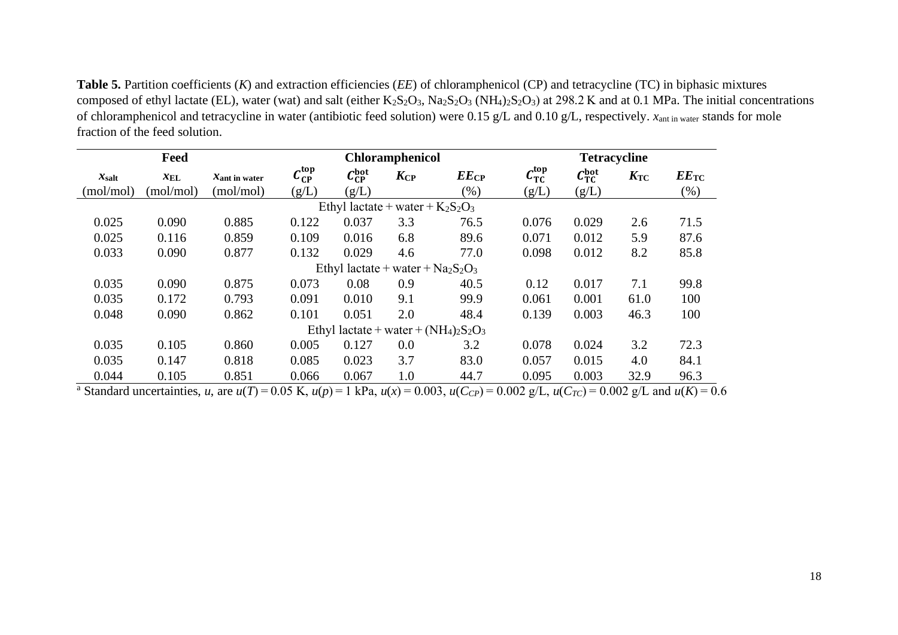**Table 5.** Partition coefficients ($K$) and extraction efficiencies ($EE$) of chloramphenicol (CP) and tetracycline (TC) in biphasic mixtures composed of ethyl lactate (EL), water (wat) and salt (either $K_2S_2O_3$, $Na_2S_2O_3$ $(NH_4)_2S_2O_3$) at 298.2 K and at 0.1 MPa. The initial concentrations of chloramphenicol and tetracycline in water (antibiotic feed solution) were 0.15 g/L and 0.10 g/L, respectively. $x_{\text{ant in water}}$ stands for mole fraction of the feed solution.

| Feed | | | Chloramphenicol | | | | Tetracycline | | | |
|---|---|---|---|---|---|---|---|---|---|---|
| $x_{\text{salt}}$ (mol/mol) | $x_{\text{EL}}$ (mol/mol) | $x_{\text{ant in water}}$ (mol/mol) | $C_{\text{CP}}^{\text{top}}$ (g/L) | $C_{\text{CP}}^{\text{bot}}$ (g/L) | $K_{\text{CP}}$ | $EE_{\text{CP}}$ (%) | $C_{\text{TC}}^{\text{top}}$ (g/L) | $C_{\text{TC}}^{\text{bot}}$ (g/L) | $K_{\text{TC}}$ | $EE_{\text{TC}}$ (%) |
| Ethyl lactate + water + $K_2S_2O_3$ | | | | | | | | | | |
| 0.025 | 0.090 | 0.885 | 0.122 | 0.037 | 3.3 | 76.5 | 0.076 | 0.029 | 2.6 | 71.5 |
| 0.025 | 0.116 | 0.859 | 0.109 | 0.016 | 6.8 | 89.6 | 0.071 | 0.012 | 5.9 | 87.6 |
| 0.033 | 0.090 | 0.877 | 0.132 | 0.029 | 4.6 | 77.0 | 0.098 | 0.012 | 8.2 | 85.8 |
| Ethyl lactate + water + $Na_2S_2O_3$ | | | | | | | | | | |
| 0.035 | 0.090 | 0.875 | 0.073 | 0.08 | 0.9 | 40.5 | 0.12 | 0.017 | 7.1 | 99.8 |
| 0.035 | 0.172 | 0.793 | 0.091 | 0.010 | 9.1 | 99.9 | 0.061 | 0.001 | 61.0 | 100 |
| 0.048 | 0.090 | 0.862 | 0.101 | 0.051 | 2.0 | 48.4 | 0.139 | 0.003 | 46.3 | 100 |
| Ethyl lactate + water + $(NH_4)_2S_2O_3$ | | | | | | | | | | |
| 0.035 | 0.105 | 0.860 | 0.005 | 0.127 | 0.0 | 3.2 | 0.078 | 0.024 | 3.2 | 72.3 |
| 0.035 | 0.147 | 0.818 | 0.085 | 0.023 | 3.7 | 83.0 | 0.057 | 0.015 | 4.0 | 84.1 |
| 0.044 | 0.105 | 0.851 | 0.066 | 0.067 | 1.0 | 44.7 | 0.095 | 0.003 | 32.9 | 96.3 |

[a] Standard uncertainties, $u$, are $u(T) = 0.05$ K, $u(p) = 1$ kPa, $u(x) = 0.003$, $u(C_{CP}) = 0.002$ g/L, $u(C_{TC}) = 0.002$ g/L and $u(K) = 0.6$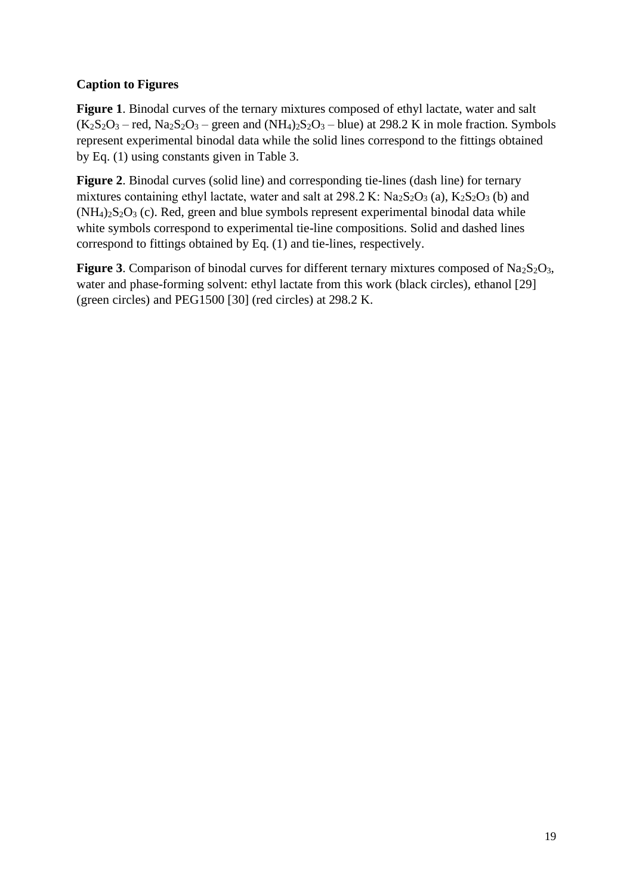**Caption to Figures**

**Figure 1**. Binodal curves of the ternary mixtures composed of ethyl lactate, water and salt ($K_2S_2O_3$ – red, $Na_2S_2O_3$ – green and $(NH_4)_2S_2O_3$ – blue) at 298.2 K in mole fraction. Symbols represent experimental binodal data while the solid lines correspond to the fittings obtained by Eq. (1) using constants given in Table 3.

**Figure 2**. Binodal curves (solid line) and corresponding tie-lines (dash line) for ternary mixtures containing ethyl lactate, water and salt at 298.2 K: $Na_2S_2O_3$ (a), $K_2S_2O_3$ (b) and $(NH_4)_2S_2O_3$ (c). Red, green and blue symbols represent experimental binodal data while white symbols correspond to experimental tie-line compositions. Solid and dashed lines correspond to fittings obtained by Eq. (1) and tie-lines, respectively.

**Figure 3**. Comparison of binodal curves for different ternary mixtures composed of $Na_2S_2O_3$, water and phase-forming solvent: ethyl lactate from this work (black circles), ethanol [29] (green circles) and PEG1500 [30] (red circles) at 298.2 K.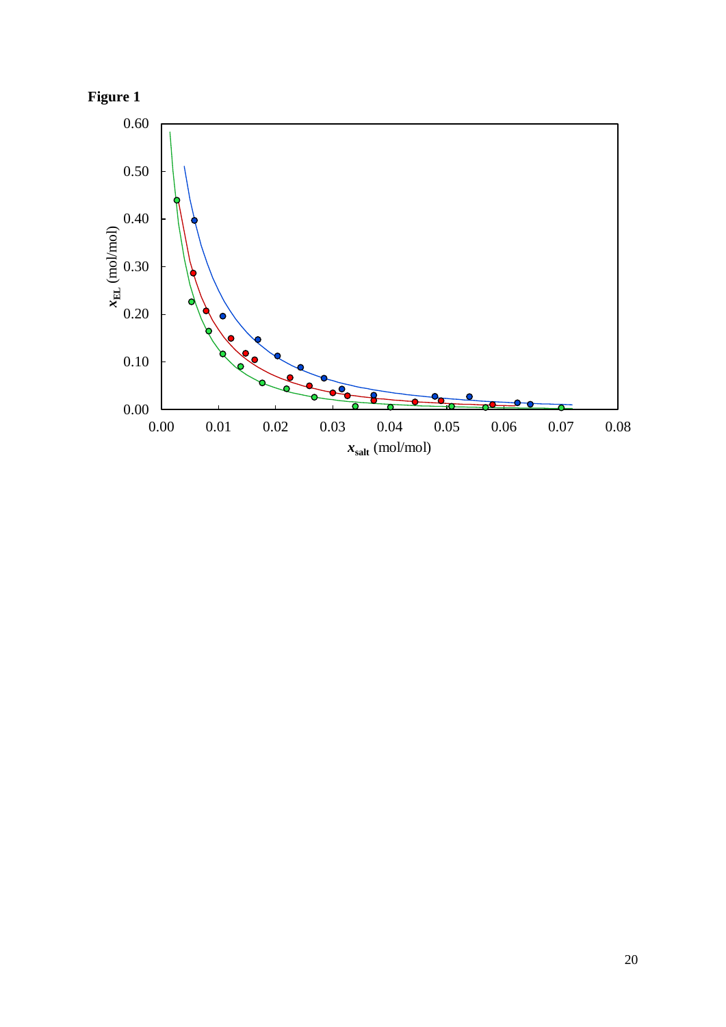**Figure 1**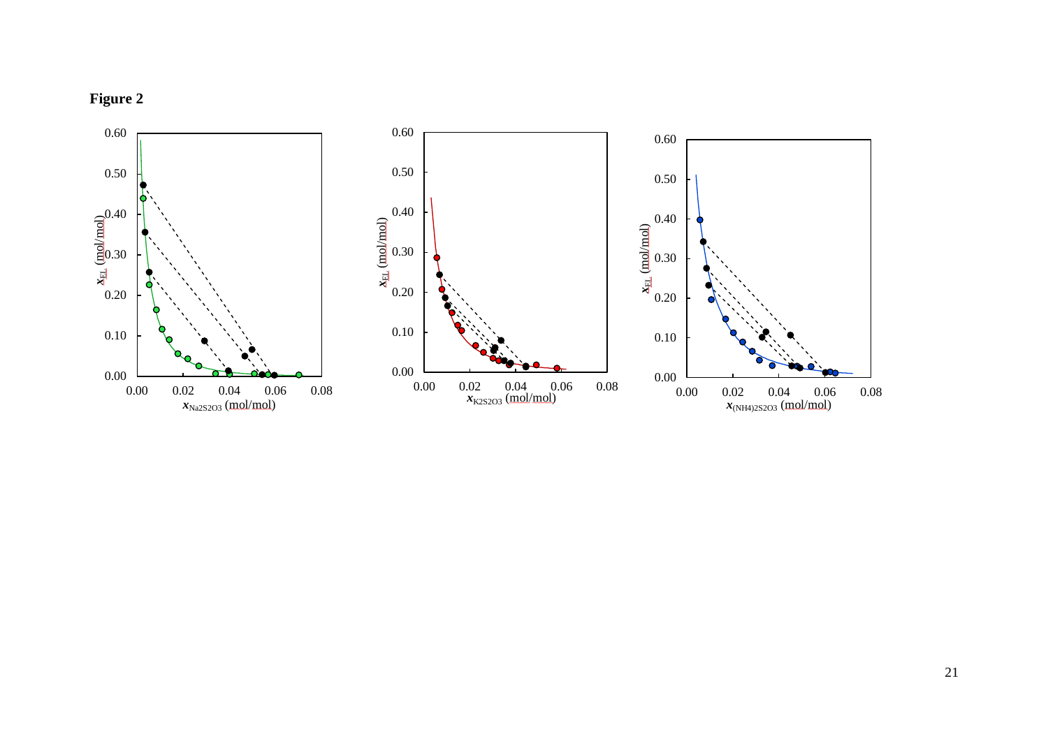**Figure 2**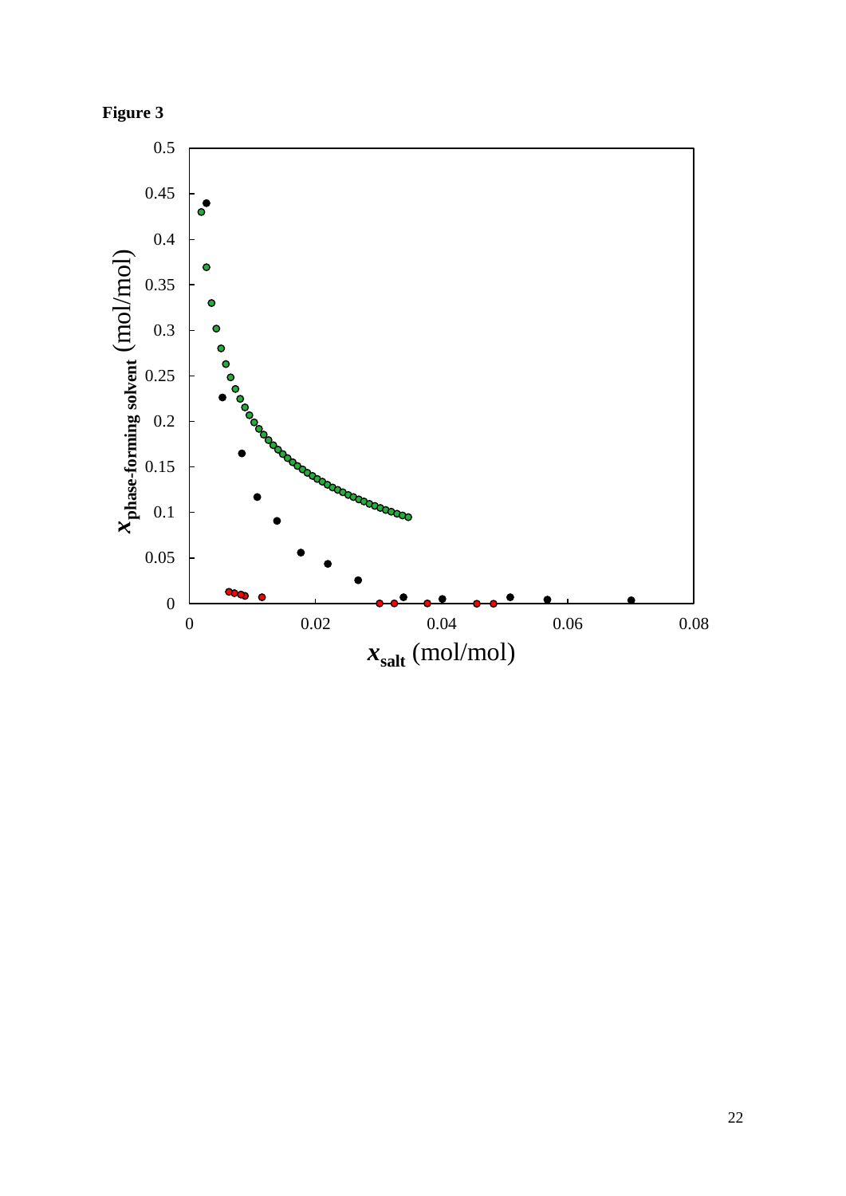**Figure 3**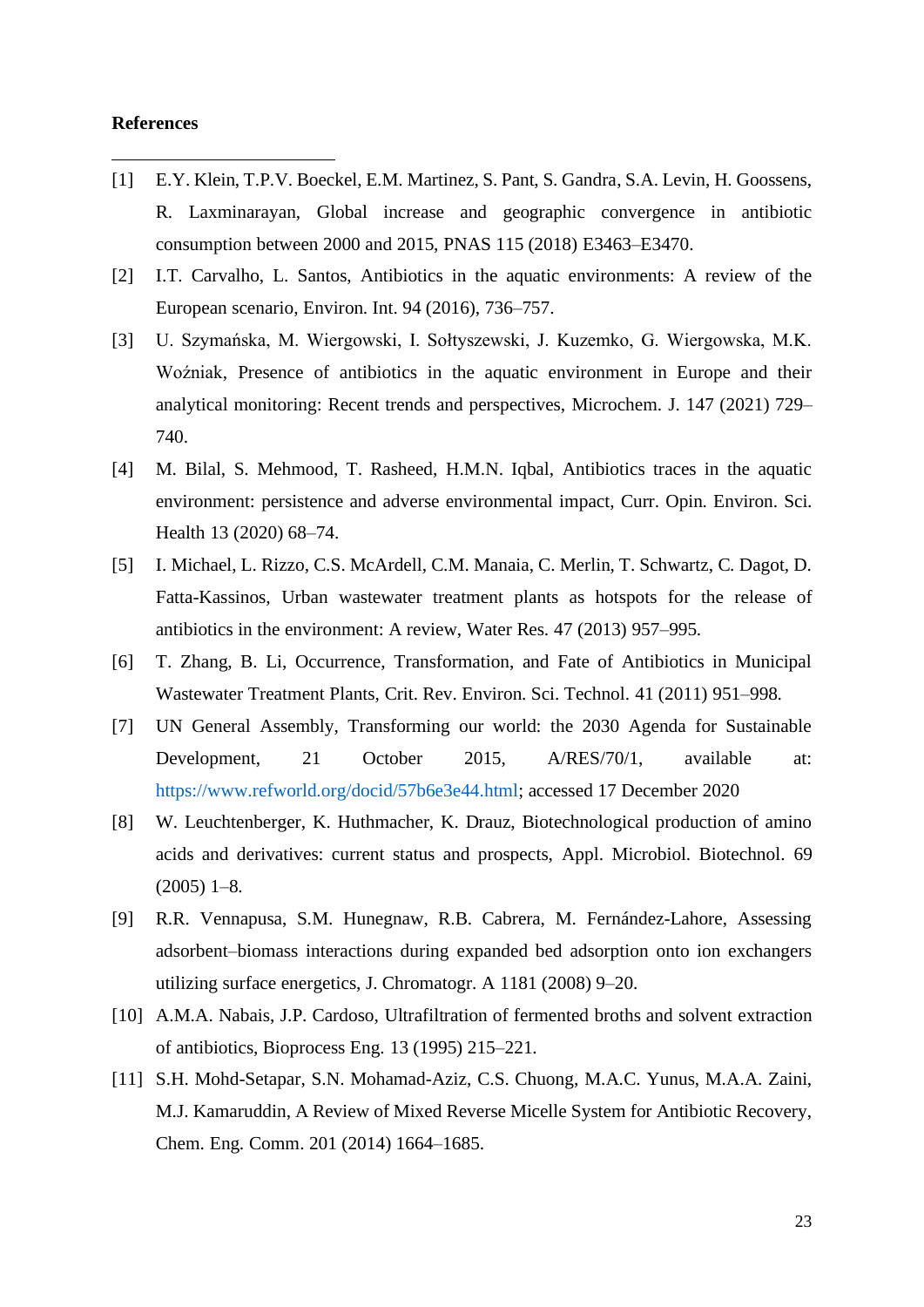**References**

[1] E.Y. Klein, T.P.V. Boeckel, E.M. Martinez, S. Pant, S. Gandra, S.A. Levin, H. Goossens, R. Laxminarayan, Global increase and geographic convergence in antibiotic consumption between 2000 and 2015, PNAS 115 (2018) E3463–E3470.

[2] I.T. Carvalho, L. Santos, Antibiotics in the aquatic environments: A review of the European scenario, Environ. Int. 94 (2016), 736–757.

[3] U. Szymańska, M. Wiergowski, I. Sołtyszewski, J. Kuzemko, G. Wiergowska, M.K. Woźniak, Presence of antibiotics in the aquatic environment in Europe and their analytical monitoring: Recent trends and perspectives, Microchem. J. 147 (2021) 729–740.

[4] M. Bilal, S. Mehmood, T. Rasheed, H.M.N. Iqbal, Antibiotics traces in the aquatic environment: persistence and adverse environmental impact, Curr. Opin. Environ. Sci. Health 13 (2020) 68–74.

[5] I. Michael, L. Rizzo, C.S. McArdell, C.M. Manaia, C. Merlin, T. Schwartz, C. Dagot, D. Fatta-Kassinos, Urban wastewater treatment plants as hotspots for the release of antibiotics in the environment: A review, Water Res. 47 (2013) 957–995.

[6] T. Zhang, B. Li, Occurrence, Transformation, and Fate of Antibiotics in Municipal Wastewater Treatment Plants, Crit. Rev. Environ. Sci. Technol. 41 (2011) 951–998.

[7] UN General Assembly, Transforming our world: the 2030 Agenda for Sustainable Development, 21 October 2015, A/RES/70/1, available at: https://www.refworld.org/docid/57b6e3e44.html; accessed 17 December 2020

[8] W. Leuchtenberger, K. Huthmacher, K. Drauz, Biotechnological production of amino acids and derivatives: current status and prospects, Appl. Microbiol. Biotechnol. 69 (2005) 1–8.

[9] R.R. Vennapusa, S.M. Hunegnaw, R.B. Cabrera, M. Fernández-Lahore, Assessing adsorbent–biomass interactions during expanded bed adsorption onto ion exchangers utilizing surface energetics, J. Chromatogr. A 1181 (2008) 9–20.

[10] A.M.A. Nabais, J.P. Cardoso, Ultrafiltration of fermented broths and solvent extraction of antibiotics, Bioprocess Eng. 13 (1995) 215–221.

[11] S.H. Mohd-Setapar, S.N. Mohamad-Aziz, C.S. Chuong, M.A.C. Yunus, M.A.A. Zaini, M.J. Kamaruddin, A Review of Mixed Reverse Micelle System for Antibiotic Recovery, Chem. Eng. Comm. 201 (2014) 1664–1685.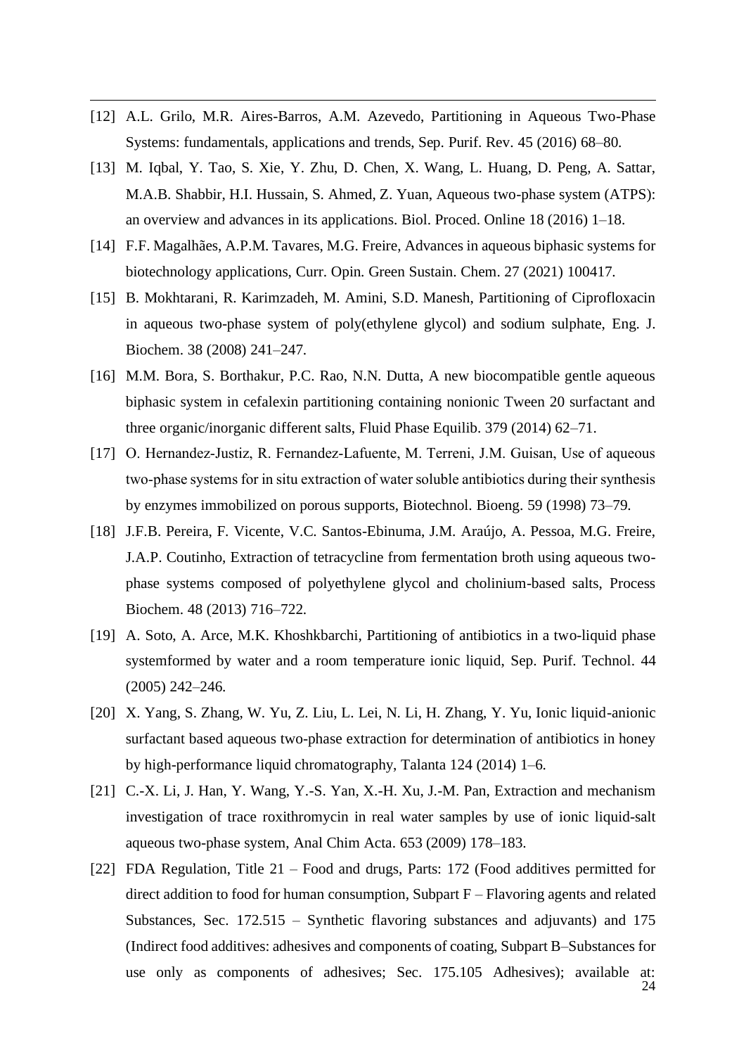[12] A.L. Grilo, M.R. Aires-Barros, A.M. Azevedo, Partitioning in Aqueous Two-Phase Systems: fundamentals, applications and trends, Sep. Purif. Rev. 45 (2016) 68–80.

[13] M. Iqbal, Y. Tao, S. Xie, Y. Zhu, D. Chen, X. Wang, L. Huang, D. Peng, A. Sattar, M.A.B. Shabbir, H.I. Hussain, S. Ahmed, Z. Yuan, Aqueous two-phase system (ATPS): an overview and advances in its applications. Biol. Proced. Online 18 (2016) 1–18.

[14] F.F. Magalhães, A.P.M. Tavares, M.G. Freire, Advances in aqueous biphasic systems for biotechnology applications, Curr. Opin. Green Sustain. Chem. 27 (2021) 100417.

[15] B. Mokhtarani, R. Karimzadeh, M. Amini, S.D. Manesh, Partitioning of Ciprofloxacin in aqueous two-phase system of poly(ethylene glycol) and sodium sulphate, Eng. J. Biochem. 38 (2008) 241–247.

[16] M.M. Bora, S. Borthakur, P.C. Rao, N.N. Dutta, A new biocompatible gentle aqueous biphasic system in cefalexin partitioning containing nonionic Tween 20 surfactant and three organic/inorganic different salts, Fluid Phase Equilib. 379 (2014) 62–71.

[17] O. Hernandez-Justiz, R. Fernandez-Lafuente, M. Terreni, J.M. Guisan, Use of aqueous two-phase systems for in situ extraction of water soluble antibiotics during their synthesis by enzymes immobilized on porous supports, Biotechnol. Bioeng. 59 (1998) 73–79.

[18] J.F.B. Pereira, F. Vicente, V.C. Santos-Ebinuma, J.M. Araújo, A. Pessoa, M.G. Freire, J.A.P. Coutinho, Extraction of tetracycline from fermentation broth using aqueous two-phase systems composed of polyethylene glycol and cholinium-based salts, Process Biochem. 48 (2013) 716–722.

[19] A. Soto, A. Arce, M.K. Khoshkbarchi, Partitioning of antibiotics in a two-liquid phase systemformed by water and a room temperature ionic liquid, Sep. Purif. Technol. 44 (2005) 242–246.

[20] X. Yang, S. Zhang, W. Yu, Z. Liu, L. Lei, N. Li, H. Zhang, Y. Yu, Ionic liquid-anionic surfactant based aqueous two-phase extraction for determination of antibiotics in honey by high-performance liquid chromatography, Talanta 124 (2014) 1–6.

[21] C.-X. Li, J. Han, Y. Wang, Y.-S. Yan, X.-H. Xu, J.-M. Pan, Extraction and mechanism investigation of trace roxithromycin in real water samples by use of ionic liquid-salt aqueous two-phase system, Anal Chim Acta. 653 (2009) 178–183.

[22] FDA Regulation, Title 21 – Food and drugs, Parts: 172 (Food additives permitted for direct addition to food for human consumption, Subpart F – Flavoring agents and related Substances, Sec. 172.515 – Synthetic flavoring substances and adjuvants) and 175 (Indirect food additives: adhesives and components of coating, Subpart B–Substances for use only as components of adhesives; Sec. 175.105 Adhesives); available at: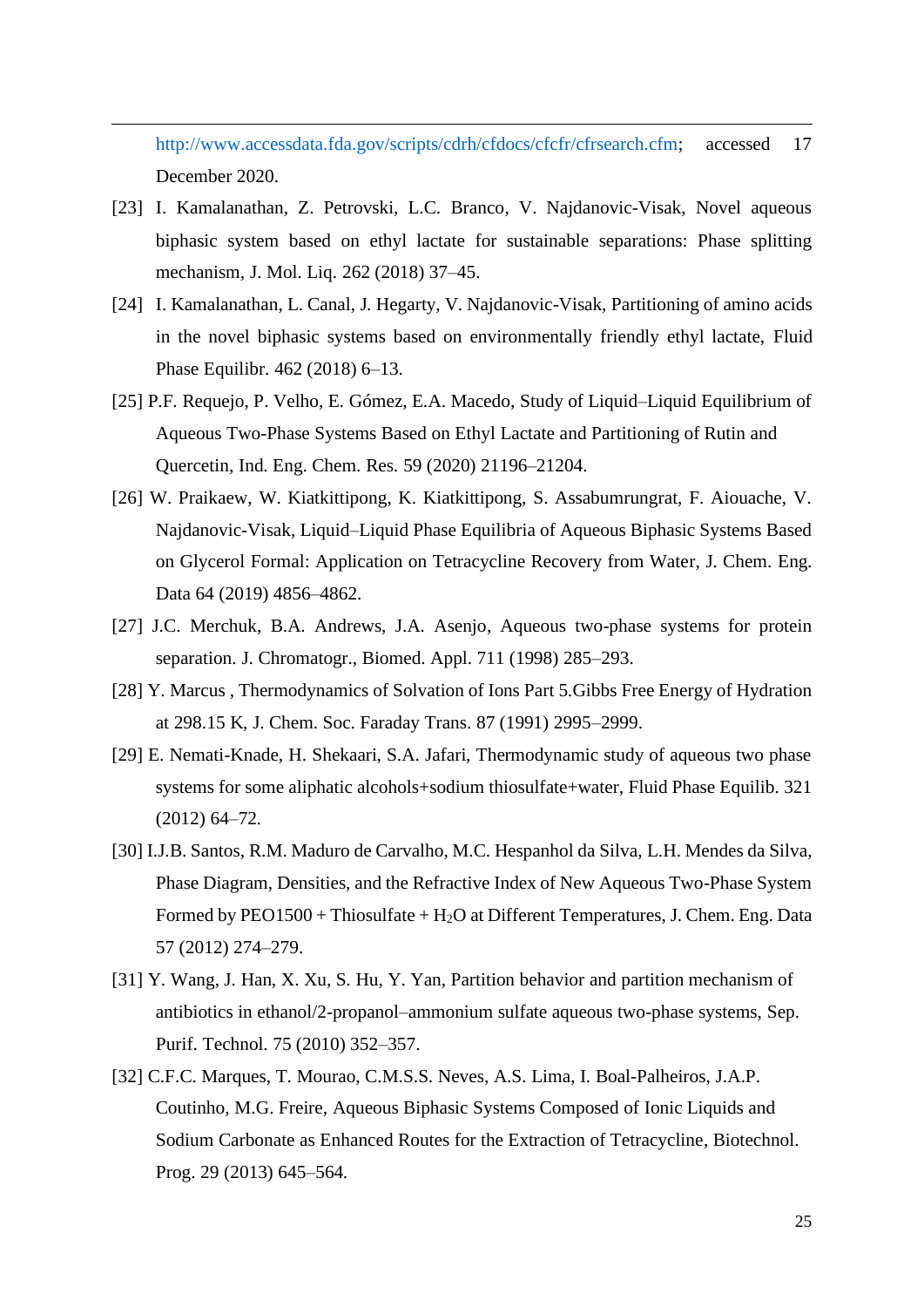http://www.accessdata.fda.gov/scripts/cdrh/cfdocs/cfcfr/cfrsearch.cfm; accessed 17 December 2020.

[23] I. Kamalanathan, Z. Petrovski, L.C. Branco, V. Najdanovic-Visak, Novel aqueous biphasic system based on ethyl lactate for sustainable separations: Phase splitting mechanism, J. Mol. Liq. 262 (2018) 37–45.

[24] I. Kamalanathan, L. Canal, J. Hegarty, V. Najdanovic-Visak, Partitioning of amino acids in the novel biphasic systems based on environmentally friendly ethyl lactate, Fluid Phase Equilibr. 462 (2018) 6–13.

[25] P.F. Requejo, P. Velho, E. Gómez, E.A. Macedo, Study of Liquid–Liquid Equilibrium of Aqueous Two-Phase Systems Based on Ethyl Lactate and Partitioning of Rutin and Quercetin, Ind. Eng. Chem. Res. 59 (2020) 21196–21204.

[26] W. Praikaew, W. Kiatkittipong, K. Kiatkittipong, S. Assabumrungrat, F. Aiouache, V. Najdanovic-Visak, Liquid–Liquid Phase Equilibria of Aqueous Biphasic Systems Based on Glycerol Formal: Application on Tetracycline Recovery from Water, J. Chem. Eng. Data 64 (2019) 4856–4862.

[27] J.C. Merchuk, B.A. Andrews, J.A. Asenjo, Aqueous two-phase systems for protein separation. J. Chromatogr., Biomed. Appl. 711 (1998) 285–293.

[28] Y. Marcus , Thermodynamics of Solvation of Ions Part 5.Gibbs Free Energy of Hydration at 298.15 K, J. Chem. Soc. Faraday Trans. 87 (1991) 2995–2999.

[29] E. Nemati-Knade, H. Shekaari, S.A. Jafari, Thermodynamic study of aqueous two phase systems for some aliphatic alcohols+sodium thiosulfate+water, Fluid Phase Equilib. 321 (2012) 64–72.

[30] I.J.B. Santos, R.M. Maduro de Carvalho, M.C. Hespanhol da Silva, L.H. Mendes da Silva, Phase Diagram, Densities, and the Refractive Index of New Aqueous Two-Phase System Formed by PEO1500 + Thiosulfate + $H_2O$ at Different Temperatures, J. Chem. Eng. Data 57 (2012) 274–279.

[31] Y. Wang, J. Han, X. Xu, S. Hu, Y. Yan, Partition behavior and partition mechanism of antibiotics in ethanol/2-propanol–ammonium sulfate aqueous two-phase systems, Sep. Purif. Technol. 75 (2010) 352–357.

[32] C.F.C. Marques, T. Mourao, C.M.S.S. Neves, A.S. Lima, I. Boal-Palheiros, J.A.P. Coutinho, M.G. Freire, Aqueous Biphasic Systems Composed of Ionic Liquids and Sodium Carbonate as Enhanced Routes for the Extraction of Tetracycline, Biotechnol. Prog. 29 (2013) 645–564.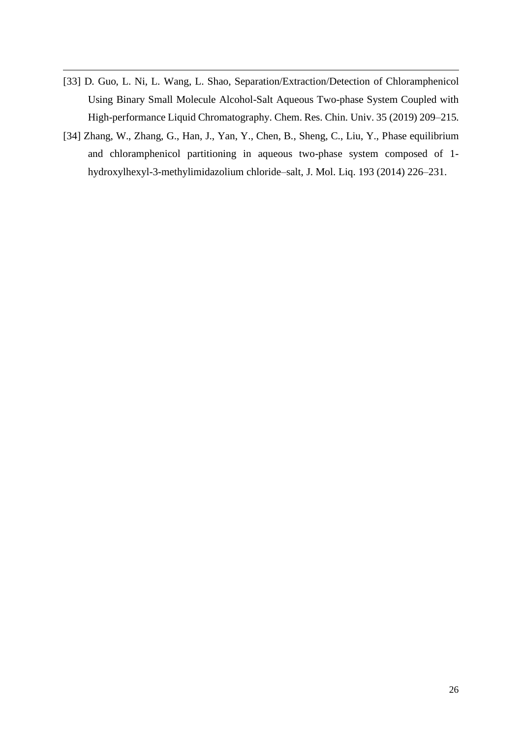[33] D. Guo, L. Ni, L. Wang, L. Shao, Separation/Extraction/Detection of Chloramphenicol Using Binary Small Molecule Alcohol-Salt Aqueous Two-phase System Coupled with High-performance Liquid Chromatography. Chem. Res. Chin. Univ. 35 (2019) 209–215.

[34] Zhang, W., Zhang, G., Han, J., Yan, Y., Chen, B., Sheng, C., Liu, Y., Phase equilibrium and chloramphenicol partitioning in aqueous two-phase system composed of 1-hydroxylhexyl-3-methylimidazolium chloride–salt, J. Mol. Liq. 193 (2014) 226–231.